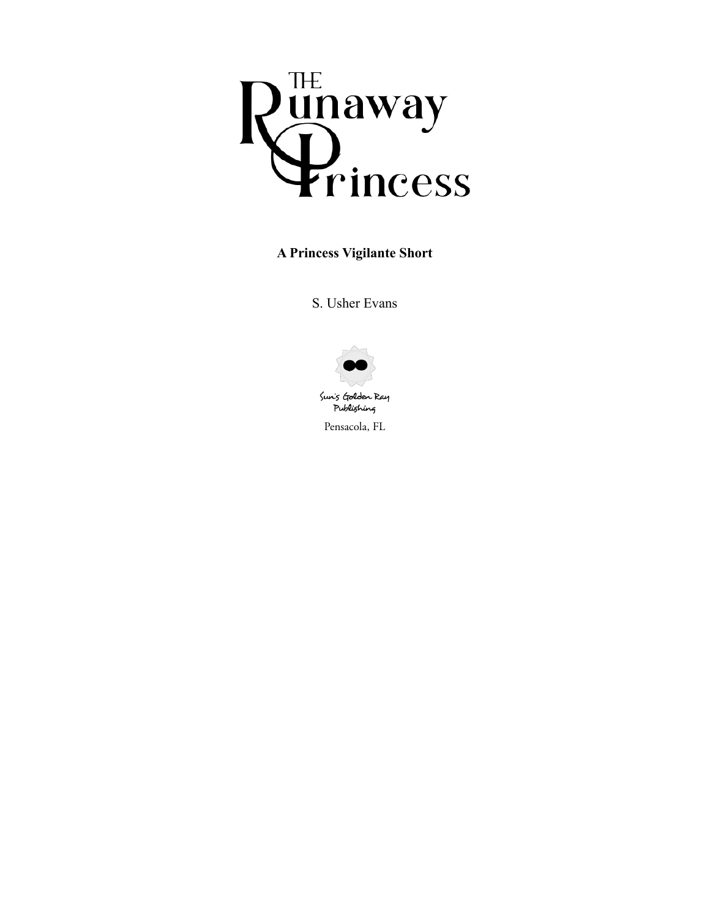# The Runaway Princess

**A Princess Vigilante Short**

S. Usher Evans

Sun's Golden Ray Publishing

Pensacola, FL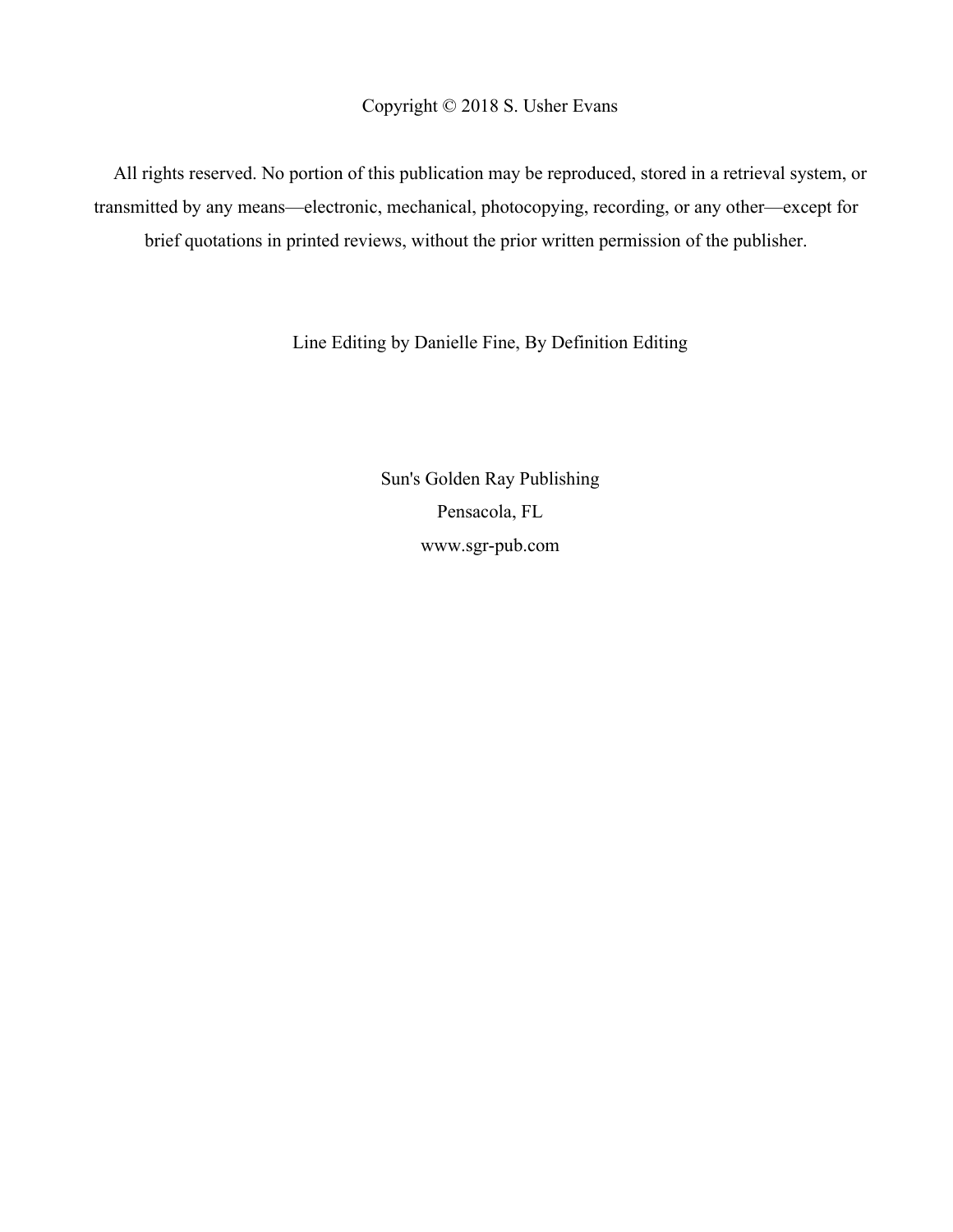Copyright © 2018 S. Usher Evans

All rights reserved. No portion of this publication may be reproduced, stored in a retrieval system, or transmitted by any means—electronic, mechanical, photocopying, recording, or any other—except for brief quotations in printed reviews, without the prior written permission of the publisher.

Line Editing by Danielle Fine, By Definition Editing

Sun's Golden Ray Publishing
Pensacola, FL
www.sgr-pub.com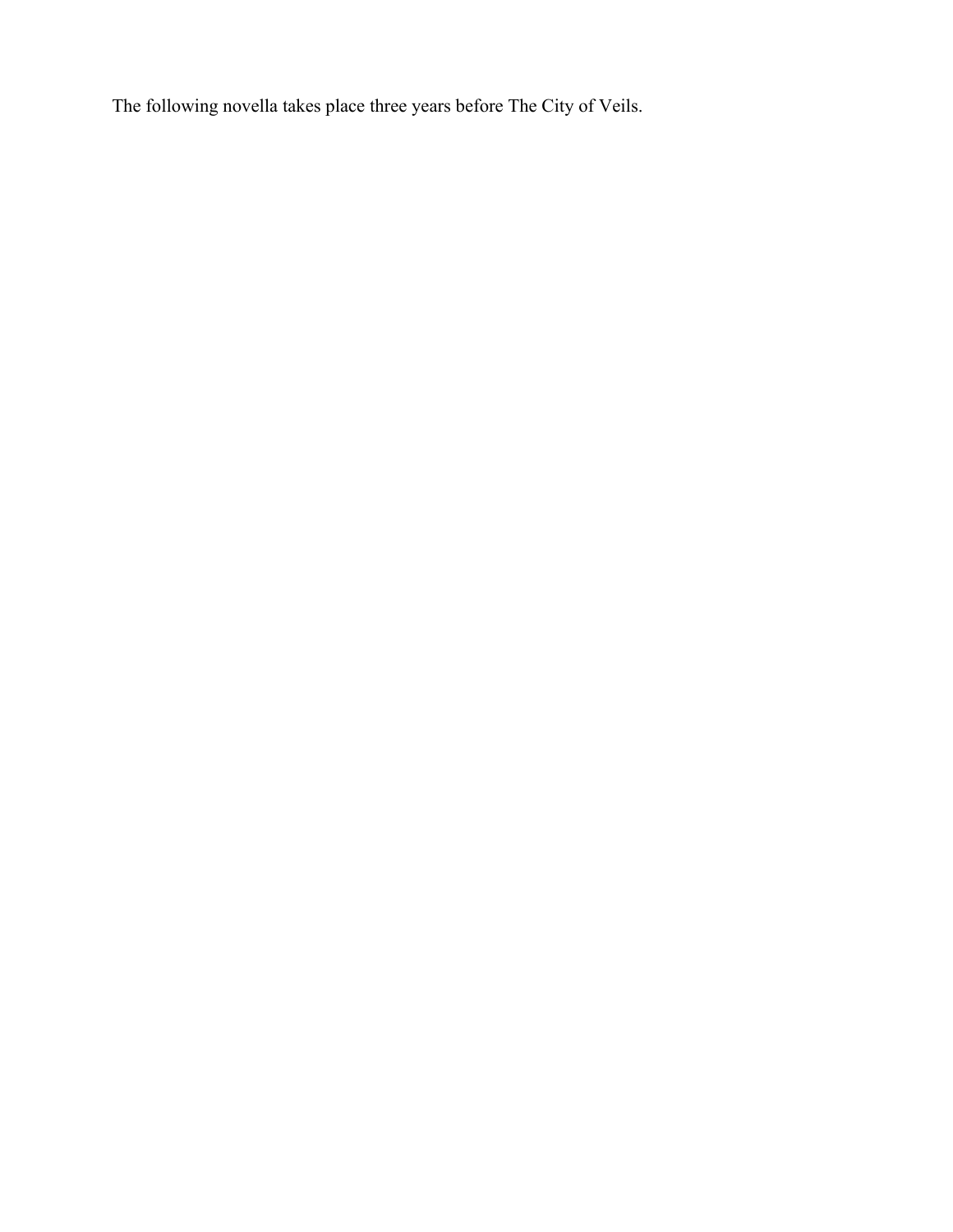The following novella takes place three years before The City of Veils.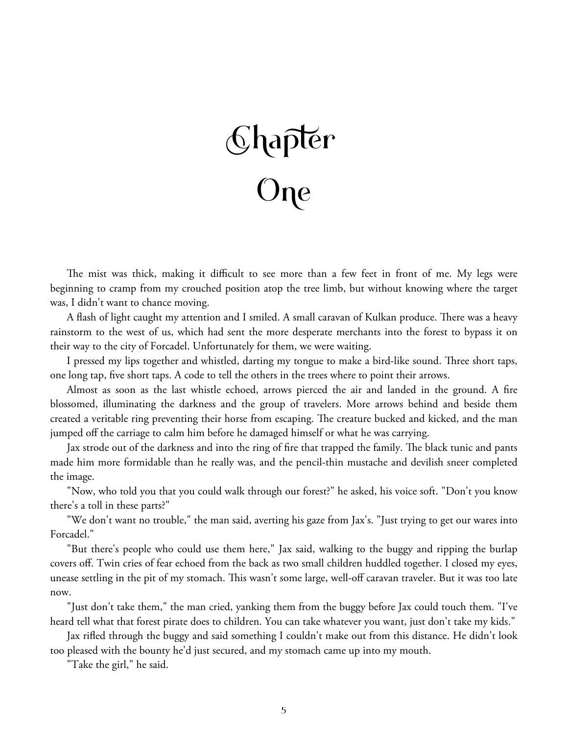# Chapter One

The mist was thick, making it difficult to see more than a few feet in front of me. My legs were beginning to cramp from my crouched position atop the tree limb, but without knowing where the target was, I didn't want to chance moving.

A flash of light caught my attention and I smiled. A small caravan of Kulkan produce. There was a heavy rainstorm to the west of us, which had sent the more desperate merchants into the forest to bypass it on their way to the city of Forcadel. Unfortunately for them, we were waiting.

I pressed my lips together and whistled, darting my tongue to make a bird-like sound. Three short taps, one long tap, five short taps. A code to tell the others in the trees where to point their arrows.

Almost as soon as the last whistle echoed, arrows pierced the air and landed in the ground. A fire blossomed, illuminating the darkness and the group of travelers. More arrows behind and beside them created a veritable ring preventing their horse from escaping. The creature bucked and kicked, and the man jumped off the carriage to calm him before he damaged himself or what he was carrying.

Jax strode out of the darkness and into the ring of fire that trapped the family. The black tunic and pants made him more formidable than he really was, and the pencil-thin mustache and devilish sneer completed the image.

"Now, who told you that you could walk through our forest?" he asked, his voice soft. "Don't you know there's a toll in these parts?"

"We don't want no trouble," the man said, averting his gaze from Jax's. "Just trying to get our wares into Forcadel."

"But there's people who could use them here," Jax said, walking to the buggy and ripping the burlap covers off. Twin cries of fear echoed from the back as two small children huddled together. I closed my eyes, unease settling in the pit of my stomach. This wasn't some large, well-off caravan traveler. But it was too late now.

"Just don't take them," the man cried, yanking them from the buggy before Jax could touch them. "I've heard tell what that forest pirate does to children. You can take whatever you want, just don't take my kids."

Jax rifled through the buggy and said something I couldn't make out from this distance. He didn't look too pleased with the bounty he'd just secured, and my stomach came up into my mouth.

"Take the girl," he said.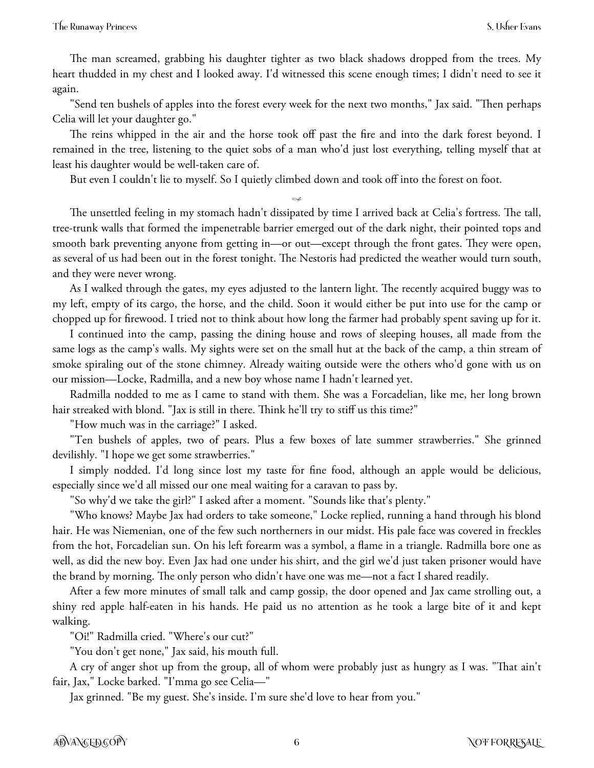The man screamed, grabbing his daughter tighter as two black shadows dropped from the trees. My heart thudded in my chest and I looked away. I'd witnessed this scene enough times; I didn't need to see it again.

"Send ten bushels of apples into the forest every week for the next two months," Jax said. "Then perhaps Celia will let your daughter go."

The reins whipped in the air and the horse took off past the fire and into the dark forest beyond. I remained in the tree, listening to the quiet sobs of a man who'd just lost everything, telling myself that at least his daughter would be well-taken care of.

But even I couldn't lie to myself. So I quietly climbed down and took off into the forest on foot.

The unsettled feeling in my stomach hadn't dissipated by time I arrived back at Celia's fortress. The tall, tree-trunk walls that formed the impenetrable barrier emerged out of the dark night, their pointed tops and smooth bark preventing anyone from getting in—or out—except through the front gates. They were open, as several of us had been out in the forest tonight. The Nestoris had predicted the weather would turn south, and they were never wrong.

As I walked through the gates, my eyes adjusted to the lantern light. The recently acquired buggy was to my left, empty of its cargo, the horse, and the child. Soon it would either be put into use for the camp or chopped up for firewood. I tried not to think about how long the farmer had probably spent saving up for it.

I continued into the camp, passing the dining house and rows of sleeping houses, all made from the same logs as the camp's walls. My sights were set on the small hut at the back of the camp, a thin stream of smoke spiraling out of the stone chimney. Already waiting outside were the others who'd gone with us on our mission—Locke, Radmilla, and a new boy whose name I hadn't learned yet.

Radmilla nodded to me as I came to stand with them. She was a Forcadelian, like me, her long brown hair streaked with blond. "Jax is still in there. Think he'll try to stiff us this time?"

"How much was in the carriage?" I asked.

"Ten bushels of apples, two of pears. Plus a few boxes of late summer strawberries." She grinned devilishly. "I hope we get some strawberries."

I simply nodded. I'd long since lost my taste for fine food, although an apple would be delicious, especially since we'd all missed our one meal waiting for a caravan to pass by.

"So why'd we take the girl?" I asked after a moment. "Sounds like that's plenty."

"Who knows? Maybe Jax had orders to take someone," Locke replied, running a hand through his blond hair. He was Niemenian, one of the few such northerners in our midst. His pale face was covered in freckles from the hot, Forcadelian sun. On his left forearm was a symbol, a flame in a triangle. Radmilla bore one as well, as did the new boy. Even Jax had one under his shirt, and the girl we'd just taken prisoner would have the brand by morning. The only person who didn't have one was me—not a fact I shared readily.

After a few more minutes of small talk and camp gossip, the door opened and Jax came strolling out, a shiny red apple half-eaten in his hands. He paid us no attention as he took a large bite of it and kept walking.

"Oi!" Radmilla cried. "Where's our cut?"

"You don't get none," Jax said, his mouth full.

A cry of anger shot up from the group, all of whom were probably just as hungry as I was. "That ain't fair, Jax," Locke barked. "I'mma go see Celia—"

Jax grinned. "Be my guest. She's inside. I'm sure she'd love to hear from you."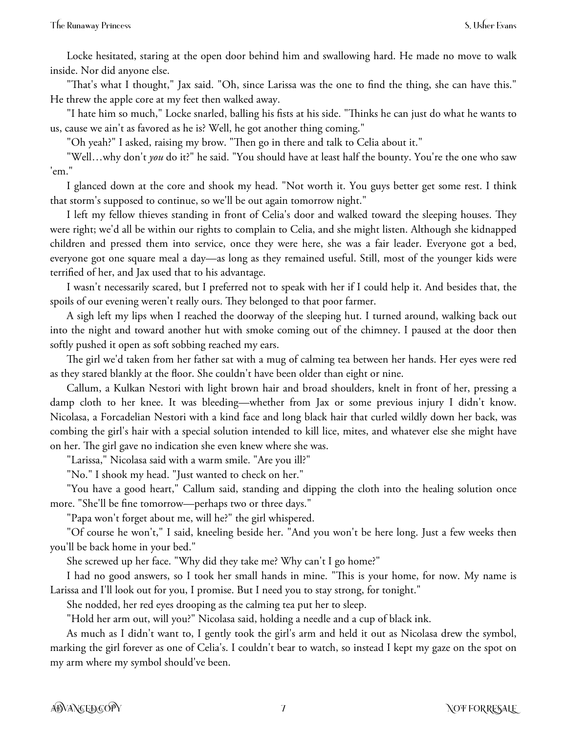Locke hesitated, staring at the open door behind him and swallowing hard. He made no move to walk inside. Nor did anyone else.

"That's what I thought," Jax said. "Oh, since Larissa was the one to find the thing, she can have this." He threw the apple core at my feet then walked away.

"I hate him so much," Locke snarled, balling his fists at his side. "Thinks he can just do what he wants to us, cause we ain't as favored as he is? Well, he got another thing coming."

"Oh yeah?" I asked, raising my brow. "Then go in there and talk to Celia about it."

"Well…why don't *you* do it?" he said. "You should have at least half the bounty. You're the one who saw 'em."

I glanced down at the core and shook my head. "Not worth it. You guys better get some rest. I think that storm's supposed to continue, so we'll be out again tomorrow night."

I left my fellow thieves standing in front of Celia's door and walked toward the sleeping houses. They were right; we'd all be within our rights to complain to Celia, and she might listen. Although she kidnapped children and pressed them into service, once they were here, she was a fair leader. Everyone got a bed, everyone got one square meal a day—as long as they remained useful. Still, most of the younger kids were terrified of her, and Jax used that to his advantage.

I wasn't necessarily scared, but I preferred not to speak with her if I could help it. And besides that, the spoils of our evening weren't really ours. They belonged to that poor farmer.

A sigh left my lips when I reached the doorway of the sleeping hut. I turned around, walking back out into the night and toward another hut with smoke coming out of the chimney. I paused at the door then softly pushed it open as soft sobbing reached my ears.

The girl we'd taken from her father sat with a mug of calming tea between her hands. Her eyes were red as they stared blankly at the floor. She couldn't have been older than eight or nine.

Callum, a Kulkan Nestori with light brown hair and broad shoulders, knelt in front of her, pressing a damp cloth to her knee. It was bleeding—whether from Jax or some previous injury I didn't know. Nicolasa, a Forcadelian Nestori with a kind face and long black hair that curled wildly down her back, was combing the girl's hair with a special solution intended to kill lice, mites, and whatever else she might have on her. The girl gave no indication she even knew where she was.

"Larissa," Nicolasa said with a warm smile. "Are you ill?"

"No." I shook my head. "Just wanted to check on her."

"You have a good heart," Callum said, standing and dipping the cloth into the healing solution once more. "She'll be fine tomorrow—perhaps two or three days."

"Papa won't forget about me, will he?" the girl whispered.

"Of course he won't," I said, kneeling beside her. "And you won't be here long. Just a few weeks then you'll be back home in your bed."

She screwed up her face. "Why did they take me? Why can't I go home?"

I had no good answers, so I took her small hands in mine. "This is your home, for now. My name is Larissa and I'll look out for you, I promise. But I need you to stay strong, for tonight."

She nodded, her red eyes drooping as the calming tea put her to sleep.

"Hold her arm out, will you?" Nicolasa said, holding a needle and a cup of black ink.

As much as I didn't want to, I gently took the girl's arm and held it out as Nicolasa drew the symbol, marking the girl forever as one of Celia's. I couldn't bear to watch, so instead I kept my gaze on the spot on my arm where my symbol should've been.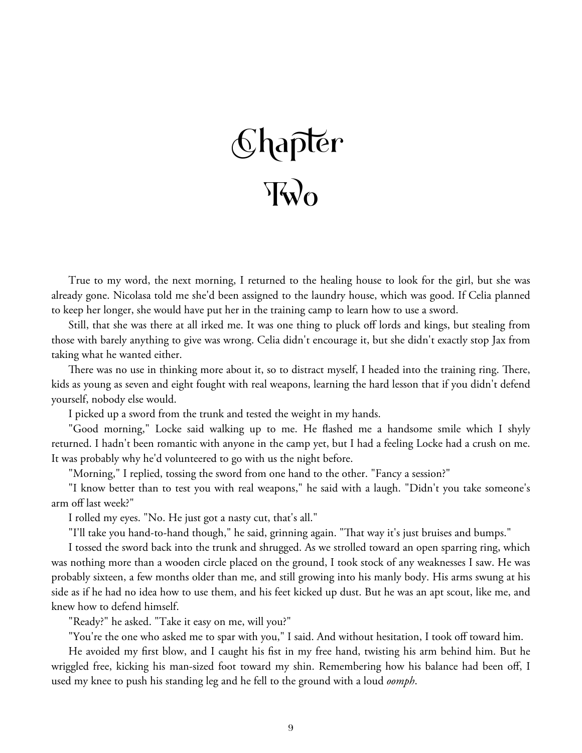# Chapter Two

True to my word, the next morning, I returned to the healing house to look for the girl, but she was already gone. Nicolasa told me she'd been assigned to the laundry house, which was good. If Celia planned to keep her longer, she would have put her in the training camp to learn how to use a sword.

Still, that she was there at all irked me. It was one thing to pluck off lords and kings, but stealing from those with barely anything to give was wrong. Celia didn't encourage it, but she didn't exactly stop Jax from taking what he wanted either.

There was no use in thinking more about it, so to distract myself, I headed into the training ring. There, kids as young as seven and eight fought with real weapons, learning the hard lesson that if you didn't defend yourself, nobody else would.

I picked up a sword from the trunk and tested the weight in my hands.

"Good morning," Locke said walking up to me. He flashed me a handsome smile which I shyly returned. I hadn't been romantic with anyone in the camp yet, but I had a feeling Locke had a crush on me. It was probably why he'd volunteered to go with us the night before.

"Morning," I replied, tossing the sword from one hand to the other. "Fancy a session?"

"I know better than to test you with real weapons," he said with a laugh. "Didn't you take someone's arm off last week?"

I rolled my eyes. "No. He just got a nasty cut, that's all."

"I'll take you hand-to-hand though," he said, grinning again. "That way it's just bruises and bumps."

I tossed the sword back into the trunk and shrugged. As we strolled toward an open sparring ring, which was nothing more than a wooden circle placed on the ground, I took stock of any weaknesses I saw. He was probably sixteen, a few months older than me, and still growing into his manly body. His arms swung at his side as if he had no idea how to use them, and his feet kicked up dust. But he was an apt scout, like me, and knew how to defend himself.

"Ready?" he asked. "Take it easy on me, will you?"

"You're the one who asked me to spar with you," I said. And without hesitation, I took off toward him.

He avoided my first blow, and I caught his fist in my free hand, twisting his arm behind him. But he wriggled free, kicking his man-sized foot toward my shin. Remembering how his balance had been off, I used my knee to push his standing leg and he fell to the ground with a loud *oomph*.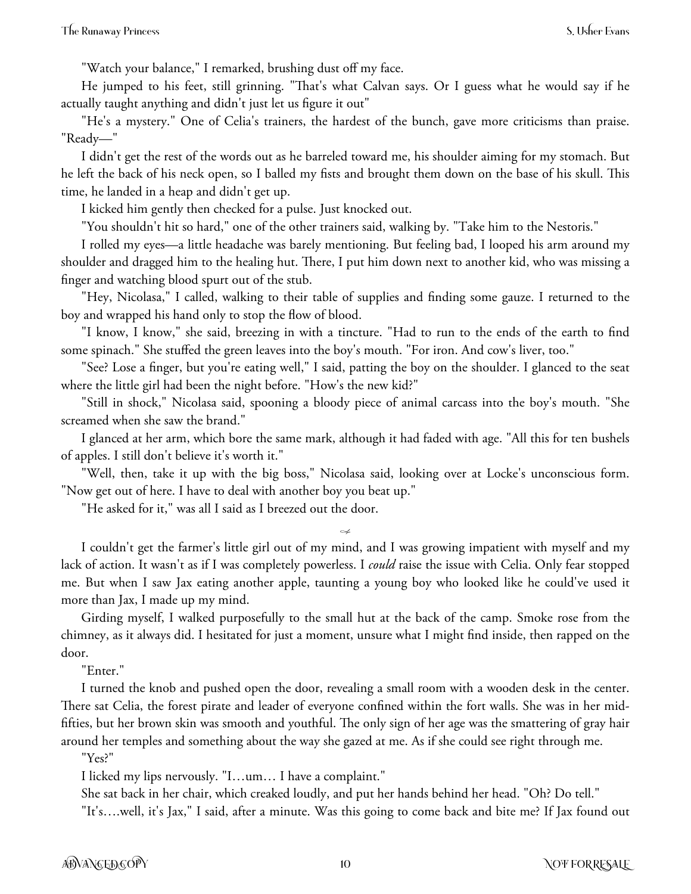"Watch your balance," I remarked, brushing dust off my face.

He jumped to his feet, still grinning. "That's what Calvan says. Or I guess what he would say if he actually taught anything and didn't just let us figure it out"

"He's a mystery." One of Celia's trainers, the hardest of the bunch, gave more criticisms than praise. "Ready—"

I didn't get the rest of the words out as he barreled toward me, his shoulder aiming for my stomach. But he left the back of his neck open, so I balled my fists and brought them down on the base of his skull. This time, he landed in a heap and didn't get up.

I kicked him gently then checked for a pulse. Just knocked out.

"You shouldn't hit so hard," one of the other trainers said, walking by. "Take him to the Nestoris."

I rolled my eyes—a little headache was barely mentioning. But feeling bad, I looped his arm around my shoulder and dragged him to the healing hut. There, I put him down next to another kid, who was missing a finger and watching blood spurt out of the stub.

"Hey, Nicolasa," I called, walking to their table of supplies and finding some gauze. I returned to the boy and wrapped his hand only to stop the flow of blood.

"I know, I know," she said, breezing in with a tincture. "Had to run to the ends of the earth to find some spinach." She stuffed the green leaves into the boy's mouth. "For iron. And cow's liver, too."

"See? Lose a finger, but you're eating well," I said, patting the boy on the shoulder. I glanced to the seat where the little girl had been the night before. "How's the new kid?"

"Still in shock," Nicolasa said, spooning a bloody piece of animal carcass into the boy's mouth. "She screamed when she saw the brand."

I glanced at her arm, which bore the same mark, although it had faded with age. "All this for ten bushels of apples. I still don't believe it's worth it."

"Well, then, take it up with the big boss," Nicolasa said, looking over at Locke's unconscious form. "Now get out of here. I have to deal with another boy you beat up."

"He asked for it," was all I said as I breezed out the door.

I couldn't get the farmer's little girl out of my mind, and I was growing impatient with myself and my lack of action. It wasn't as if I was completely powerless. I *could* raise the issue with Celia. Only fear stopped me. But when I saw Jax eating another apple, taunting a young boy who looked like he could've used it more than Jax, I made up my mind.

Girding myself, I walked purposefully to the small hut at the back of the camp. Smoke rose from the chimney, as it always did. I hesitated for just a moment, unsure what I might find inside, then rapped on the door.

"Enter."

I turned the knob and pushed open the door, revealing a small room with a wooden desk in the center. There sat Celia, the forest pirate and leader of everyone confined within the fort walls. She was in her mid-fifties, but her brown skin was smooth and youthful. The only sign of her age was the smattering of gray hair around her temples and something about the way she gazed at me. As if she could see right through me.

"Yes?"

I licked my lips nervously. "I…um… I have a complaint."

She sat back in her chair, which creaked loudly, and put her hands behind her head. "Oh? Do tell."

"It's….well, it's Jax," I said, after a minute. Was this going to come back and bite me? If Jax found out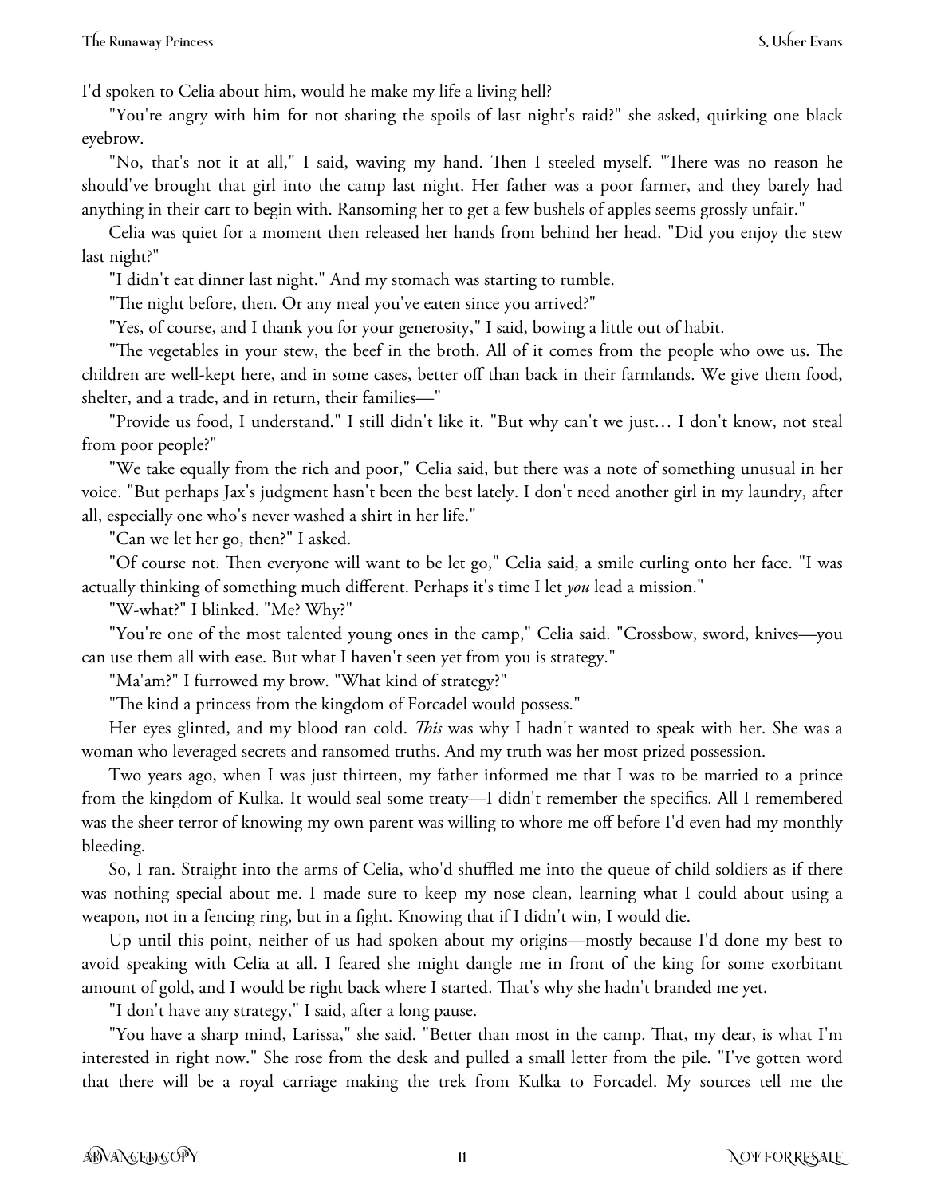I'd spoken to Celia about him, would he make my life a living hell?

"You're angry with him for not sharing the spoils of last night's raid?" she asked, quirking one black eyebrow.

"No, that's not it at all," I said, waving my hand. Then I steeled myself. "There was no reason he should've brought that girl into the camp last night. Her father was a poor farmer, and they barely had anything in their cart to begin with. Ransoming her to get a few bushels of apples seems grossly unfair."

Celia was quiet for a moment then released her hands from behind her head. "Did you enjoy the stew last night?"

"I didn't eat dinner last night." And my stomach was starting to rumble.

"The night before, then. Or any meal you've eaten since you arrived?"

"Yes, of course, and I thank you for your generosity," I said, bowing a little out of habit.

"The vegetables in your stew, the beef in the broth. All of it comes from the people who owe us. The children are well-kept here, and in some cases, better off than back in their farmlands. We give them food, shelter, and a trade, and in return, their families—"

"Provide us food, I understand." I still didn't like it. "But why can't we just… I don't know, not steal from poor people?"

"We take equally from the rich and poor," Celia said, but there was a note of something unusual in her voice. "But perhaps Jax's judgment hasn't been the best lately. I don't need another girl in my laundry, after all, especially one who's never washed a shirt in her life."

"Can we let her go, then?" I asked.

"Of course not. Then everyone will want to be let go," Celia said, a smile curling onto her face. "I was actually thinking of something much different. Perhaps it's time I let *you* lead a mission."

"W-what?" I blinked. "Me? Why?"

"You're one of the most talented young ones in the camp," Celia said. "Crossbow, sword, knives—you can use them all with ease. But what I haven't seen yet from you is strategy."

"Ma'am?" I furrowed my brow. "What kind of strategy?"

"The kind a princess from the kingdom of Forcadel would possess."

Her eyes glinted, and my blood ran cold. *This* was why I hadn't wanted to speak with her. She was a woman who leveraged secrets and ransomed truths. And my truth was her most prized possession.

Two years ago, when I was just thirteen, my father informed me that I was to be married to a prince from the kingdom of Kulka. It would seal some treaty—I didn't remember the specifics. All I remembered was the sheer terror of knowing my own parent was willing to whore me off before I'd even had my monthly bleeding.

So, I ran. Straight into the arms of Celia, who'd shuffled me into the queue of child soldiers as if there was nothing special about me. I made sure to keep my nose clean, learning what I could about using a weapon, not in a fencing ring, but in a fight. Knowing that if I didn't win, I would die.

Up until this point, neither of us had spoken about my origins—mostly because I'd done my best to avoid speaking with Celia at all. I feared she might dangle me in front of the king for some exorbitant amount of gold, and I would be right back where I started. That's why she hadn't branded me yet.

"I don't have any strategy," I said, after a long pause.

"You have a sharp mind, Larissa," she said. "Better than most in the camp. That, my dear, is what I'm interested in right now." She rose from the desk and pulled a small letter from the pile. "I've gotten word that there will be a royal carriage making the trek from Kulka to Forcadel. My sources tell me the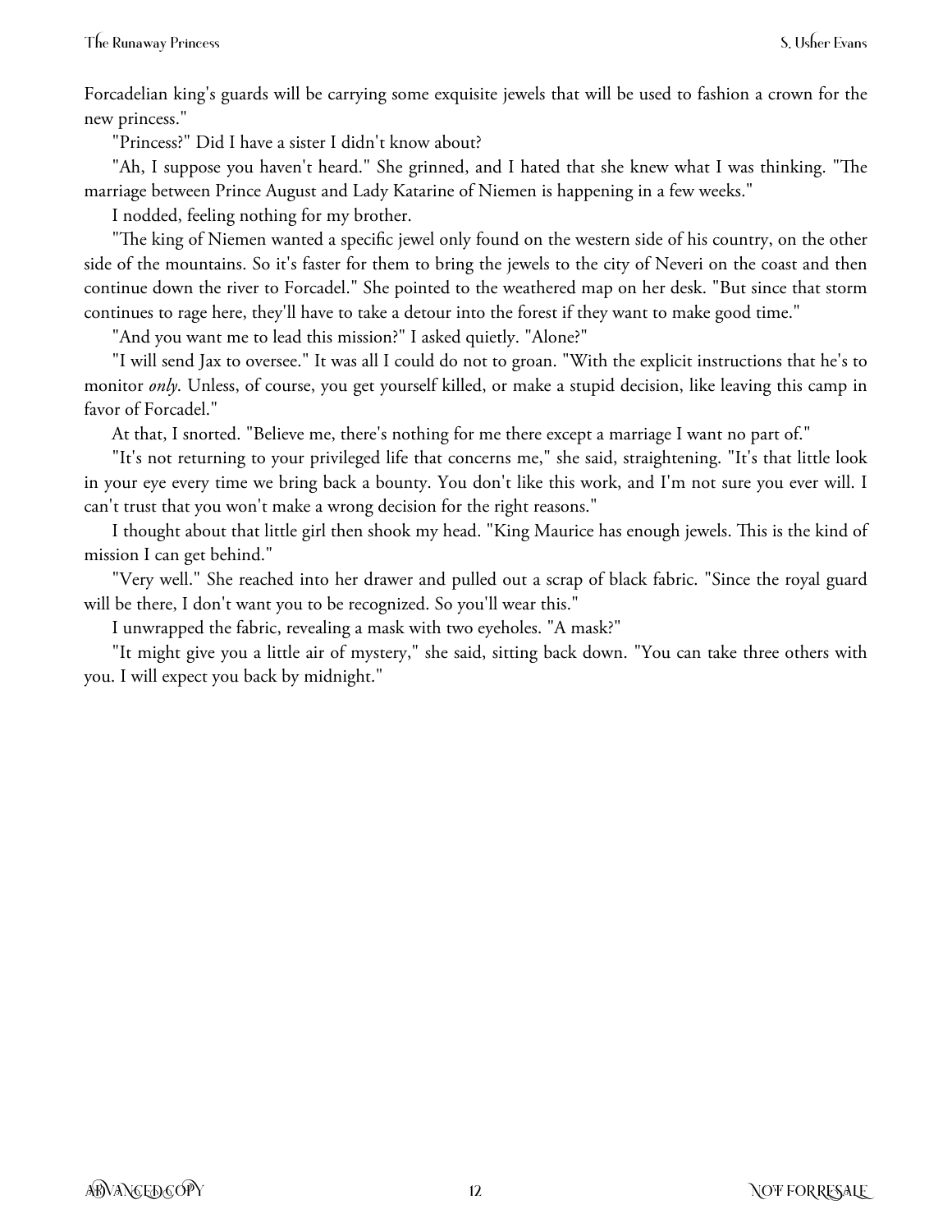Forcadelian king's guards will be carrying some exquisite jewels that will be used to fashion a crown for the new princess."

"Princess?" Did I have a sister I didn't know about?

"Ah, I suppose you haven't heard." She grinned, and I hated that she knew what I was thinking. "The marriage between Prince August and Lady Katarine of Niemen is happening in a few weeks."

I nodded, feeling nothing for my brother.

"The king of Niemen wanted a specific jewel only found on the western side of his country, on the other side of the mountains. So it's faster for them to bring the jewels to the city of Neveri on the coast and then continue down the river to Forcadel." She pointed to the weathered map on her desk. "But since that storm continues to rage here, they'll have to take a detour into the forest if they want to make good time."

"And you want me to lead this mission?" I asked quietly. "Alone?"

"I will send Jax to oversee." It was all I could do not to groan. "With the explicit instructions that he's to monitor *only*. Unless, of course, you get yourself killed, or make a stupid decision, like leaving this camp in favor of Forcadel."

At that, I snorted. "Believe me, there's nothing for me there except a marriage I want no part of."

"It's not returning to your privileged life that concerns me," she said, straightening. "It's that little look in your eye every time we bring back a bounty. You don't like this work, and I'm not sure you ever will. I can't trust that you won't make a wrong decision for the right reasons."

I thought about that little girl then shook my head. "King Maurice has enough jewels. This is the kind of mission I can get behind."

"Very well." She reached into her drawer and pulled out a scrap of black fabric. "Since the royal guard will be there, I don't want you to be recognized. So you'll wear this."

I unwrapped the fabric, revealing a mask with two eyeholes. "A mask?"

"It might give you a little air of mystery," she said, sitting back down. "You can take three others with you. I will expect you back by midnight."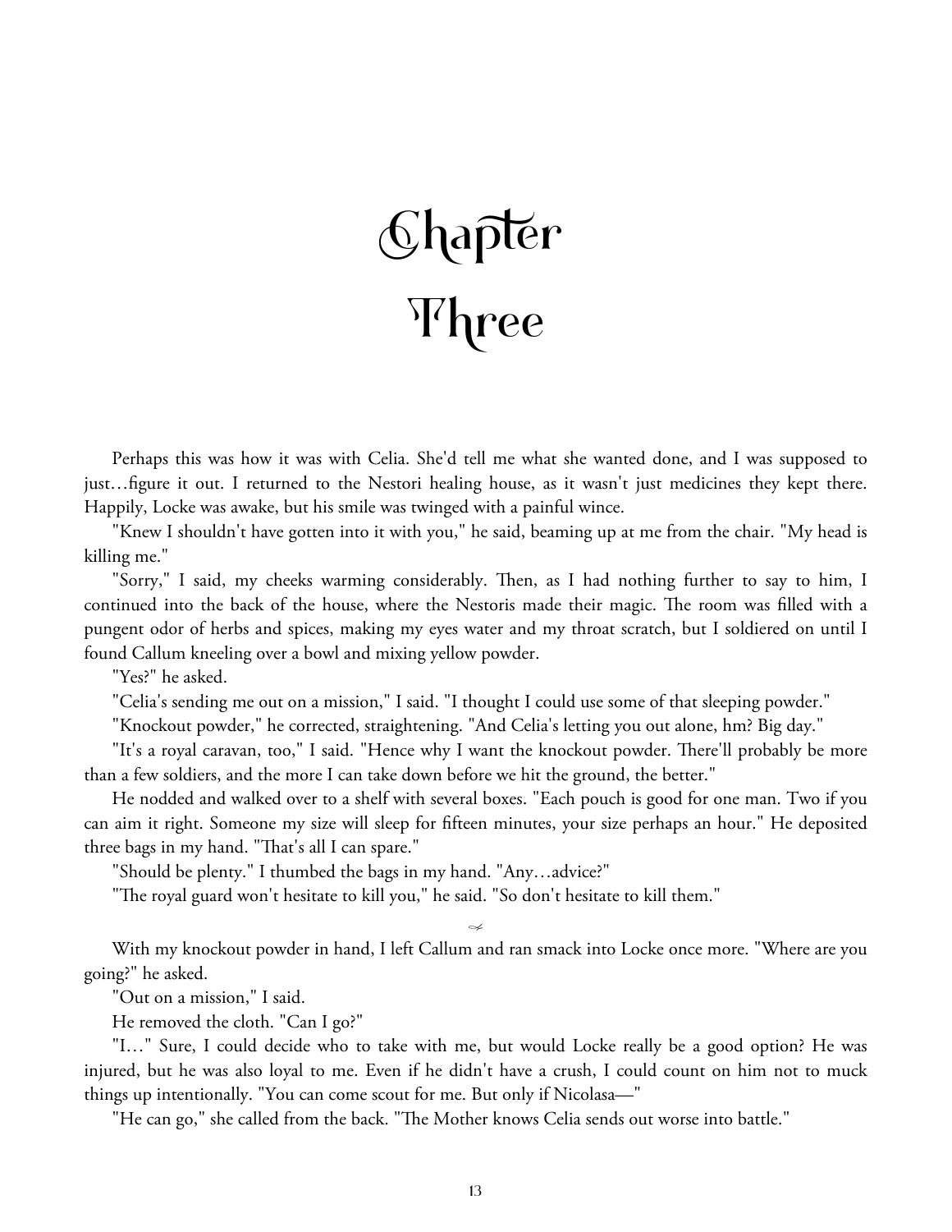# Chapter Three

Perhaps this was how it was with Celia. She'd tell me what she wanted done, and I was supposed to just…figure it out. I returned to the Nestori healing house, as it wasn't just medicines they kept there. Happily, Locke was awake, but his smile was twinged with a painful wince.

"Knew I shouldn't have gotten into it with you," he said, beaming up at me from the chair. "My head is killing me."

"Sorry," I said, my cheeks warming considerably. Then, as I had nothing further to say to him, I continued into the back of the house, where the Nestoris made their magic. The room was filled with a pungent odor of herbs and spices, making my eyes water and my throat scratch, but I soldiered on until I found Callum kneeling over a bowl and mixing yellow powder.

"Yes?" he asked.

"Celia's sending me out on a mission," I said. "I thought I could use some of that sleeping powder."

"Knockout powder," he corrected, straightening. "And Celia's letting you out alone, hm? Big day."

"It's a royal caravan, too," I said. "Hence why I want the knockout powder. There'll probably be more than a few soldiers, and the more I can take down before we hit the ground, the better."

He nodded and walked over to a shelf with several boxes. "Each pouch is good for one man. Two if you can aim it right. Someone my size will sleep for fifteen minutes, your size perhaps an hour." He deposited three bags in my hand. "That's all I can spare."

"Should be plenty." I thumbed the bags in my hand. "Any…advice?"

"The royal guard won't hesitate to kill you," he said. "So don't hesitate to kill them."

With my knockout powder in hand, I left Callum and ran smack into Locke once more. "Where are you going?" he asked.

"Out on a mission," I said.

He removed the cloth. "Can I go?"

"I…" Sure, I could decide who to take with me, but would Locke really be a good option? He was injured, but he was also loyal to me. Even if he didn't have a crush, I could count on him not to muck things up intentionally. "You can come scout for me. But only if Nicolasa—"

"He can go," she called from the back. "The Mother knows Celia sends out worse into battle."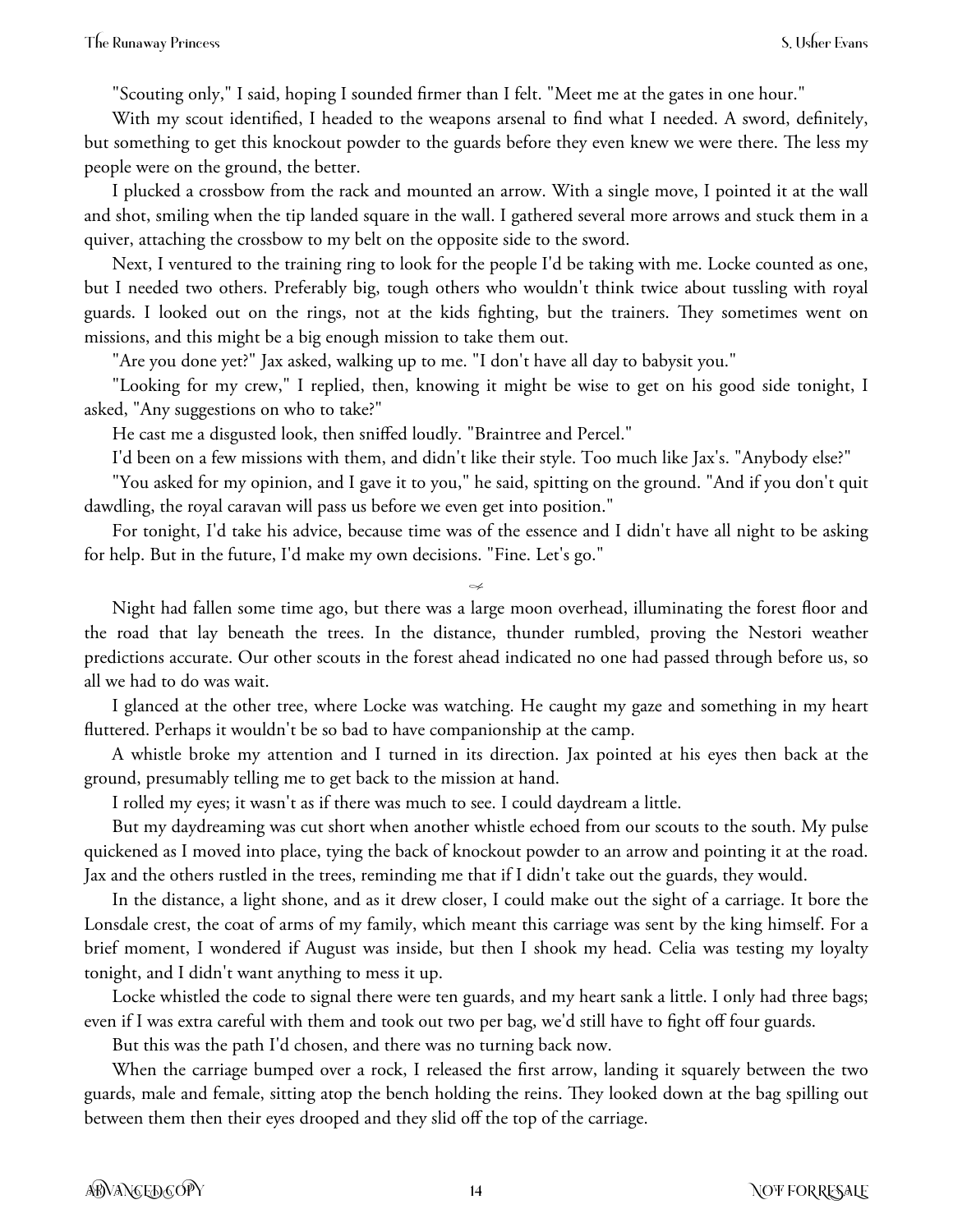"Scouting only," I said, hoping I sounded firmer than I felt. "Meet me at the gates in one hour."

With my scout identified, I headed to the weapons arsenal to find what I needed. A sword, definitely, but something to get this knockout powder to the guards before they even knew we were there. The less my people were on the ground, the better.

I plucked a crossbow from the rack and mounted an arrow. With a single move, I pointed it at the wall and shot, smiling when the tip landed square in the wall. I gathered several more arrows and stuck them in a quiver, attaching the crossbow to my belt on the opposite side to the sword.

Next, I ventured to the training ring to look for the people I'd be taking with me. Locke counted as one, but I needed two others. Preferably big, tough others who wouldn't think twice about tussling with royal guards. I looked out on the rings, not at the kids fighting, but the trainers. They sometimes went on missions, and this might be a big enough mission to take them out.

"Are you done yet?" Jax asked, walking up to me. "I don't have all day to babysit you."

"Looking for my crew," I replied, then, knowing it might be wise to get on his good side tonight, I asked, "Any suggestions on who to take?"

He cast me a disgusted look, then sniffed loudly. "Braintree and Percel."

I'd been on a few missions with them, and didn't like their style. Too much like Jax's. "Anybody else?"

"You asked for my opinion, and I gave it to you," he said, spitting on the ground. "And if you don't quit dawdling, the royal caravan will pass us before we even get into position."

For tonight, I'd take his advice, because time was of the essence and I didn't have all night to be asking for help. But in the future, I'd make my own decisions. "Fine. Let's go."

---

Night had fallen some time ago, but there was a large moon overhead, illuminating the forest floor and the road that lay beneath the trees. In the distance, thunder rumbled, proving the Nestori weather predictions accurate. Our other scouts in the forest ahead indicated no one had passed through before us, so all we had to do was wait.

I glanced at the other tree, where Locke was watching. He caught my gaze and something in my heart fluttered. Perhaps it wouldn't be so bad to have companionship at the camp.

A whistle broke my attention and I turned in its direction. Jax pointed at his eyes then back at the ground, presumably telling me to get back to the mission at hand.

I rolled my eyes; it wasn't as if there was much to see. I could daydream a little.

But my daydreaming was cut short when another whistle echoed from our scouts to the south. My pulse quickened as I moved into place, tying the back of knockout powder to an arrow and pointing it at the road. Jax and the others rustled in the trees, reminding me that if I didn't take out the guards, they would.

In the distance, a light shone, and as it drew closer, I could make out the sight of a carriage. It bore the Lonsdale crest, the coat of arms of my family, which meant this carriage was sent by the king himself. For a brief moment, I wondered if August was inside, but then I shook my head. Celia was testing my loyalty tonight, and I didn't want anything to mess it up.

Locke whistled the code to signal there were ten guards, and my heart sank a little. I only had three bags; even if I was extra careful with them and took out two per bag, we'd still have to fight off four guards.

But this was the path I'd chosen, and there was no turning back now.

When the carriage bumped over a rock, I released the first arrow, landing it squarely between the two guards, male and female, sitting atop the bench holding the reins. They looked down at the bag spilling out between them then their eyes drooped and they slid off the top of the carriage.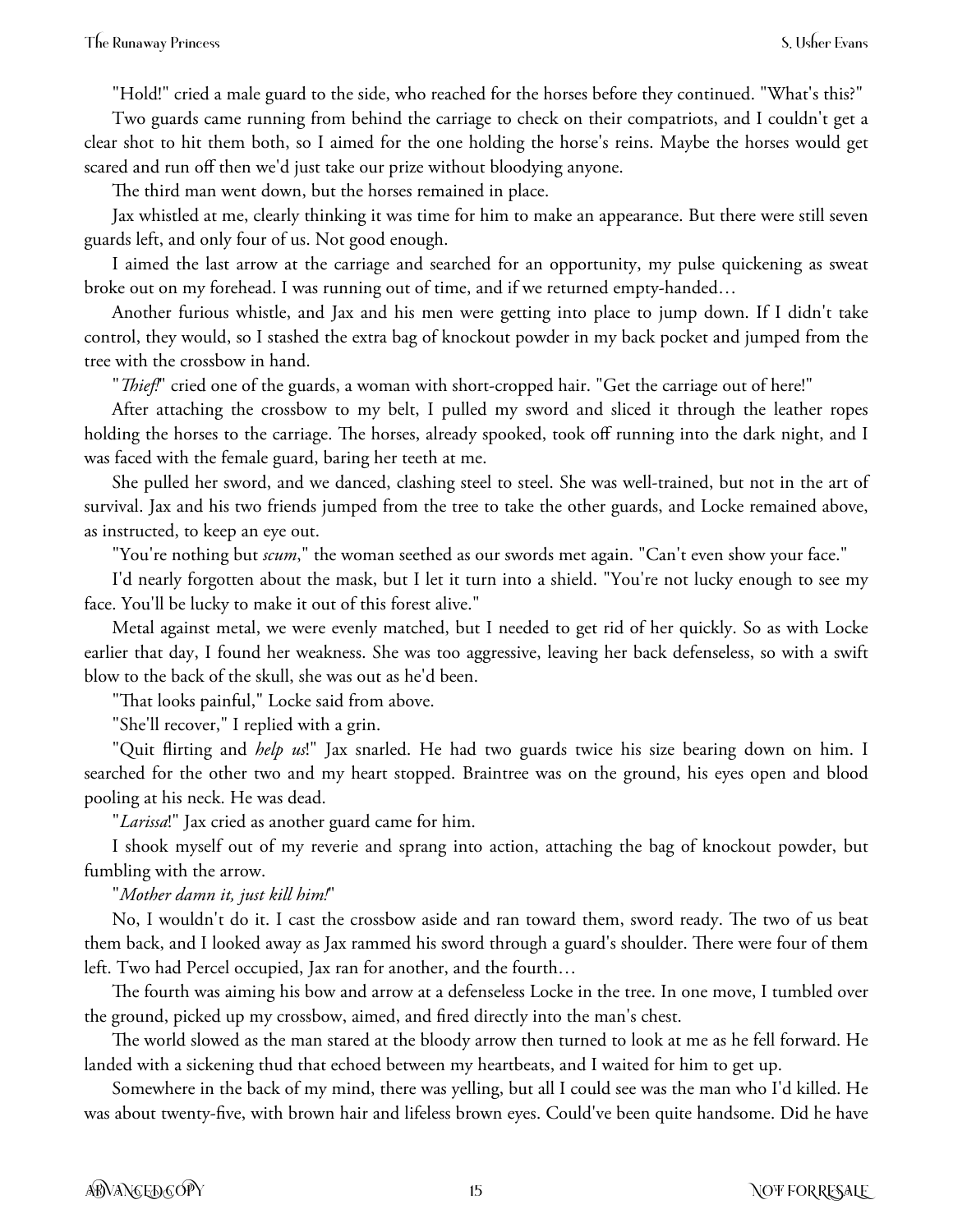"Hold!" cried a male guard to the side, who reached for the horses before they continued. "What's this?"

Two guards came running from behind the carriage to check on their compatriots, and I couldn't get a clear shot to hit them both, so I aimed for the one holding the horse's reins. Maybe the horses would get scared and run off then we'd just take our prize without bloodying anyone.

The third man went down, but the horses remained in place.

Jax whistled at me, clearly thinking it was time for him to make an appearance. But there were still seven guards left, and only four of us. Not good enough.

I aimed the last arrow at the carriage and searched for an opportunity, my pulse quickening as sweat broke out on my forehead. I was running out of time, and if we returned empty-handed…

Another furious whistle, and Jax and his men were getting into place to jump down. If I didn't take control, they would, so I stashed the extra bag of knockout powder in my back pocket and jumped from the tree with the crossbow in hand.

"*Thief!*" cried one of the guards, a woman with short-cropped hair. "Get the carriage out of here!"

After attaching the crossbow to my belt, I pulled my sword and sliced it through the leather ropes holding the horses to the carriage. The horses, already spooked, took off running into the dark night, and I was faced with the female guard, baring her teeth at me.

She pulled her sword, and we danced, clashing steel to steel. She was well-trained, but not in the art of survival. Jax and his two friends jumped from the tree to take the other guards, and Locke remained above, as instructed, to keep an eye out.

"You're nothing but *scum*," the woman seethed as our swords met again. "Can't even show your face."

I'd nearly forgotten about the mask, but I let it turn into a shield. "You're not lucky enough to see my face. You'll be lucky to make it out of this forest alive."

Metal against metal, we were evenly matched, but I needed to get rid of her quickly. So as with Locke earlier that day, I found her weakness. She was too aggressive, leaving her back defenseless, so with a swift blow to the back of the skull, she was out as he'd been.

"That looks painful," Locke said from above.

"She'll recover," I replied with a grin.

"Quit flirting and *help us*!" Jax snarled. He had two guards twice his size bearing down on him. I searched for the other two and my heart stopped. Braintree was on the ground, his eyes open and blood pooling at his neck. He was dead.

"*Larissa*!" Jax cried as another guard came for him.

I shook myself out of my reverie and sprang into action, attaching the bag of knockout powder, but fumbling with the arrow.

"*Mother damn it, just kill him!*"

No, I wouldn't do it. I cast the crossbow aside and ran toward them, sword ready. The two of us beat them back, and I looked away as Jax rammed his sword through a guard's shoulder. There were four of them left. Two had Percel occupied, Jax ran for another, and the fourth…

The fourth was aiming his bow and arrow at a defenseless Locke in the tree. In one move, I tumbled over the ground, picked up my crossbow, aimed, and fired directly into the man's chest.

The world slowed as the man stared at the bloody arrow then turned to look at me as he fell forward. He landed with a sickening thud that echoed between my heartbeats, and I waited for him to get up.

Somewhere in the back of my mind, there was yelling, but all I could see was the man who I'd killed. He was about twenty-five, with brown hair and lifeless brown eyes. Could've been quite handsome. Did he have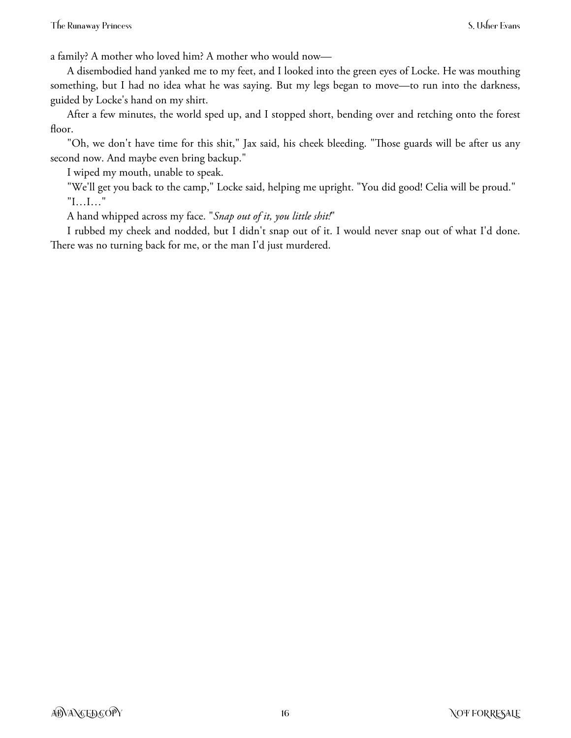a family? A mother who loved him? A mother who would now—

A disembodied hand yanked me to my feet, and I looked into the green eyes of Locke. He was mouthing something, but I had no idea what he was saying. But my legs began to move—to run into the darkness, guided by Locke's hand on my shirt.

After a few minutes, the world sped up, and I stopped short, bending over and retching onto the forest floor.

"Oh, we don't have time for this shit," Jax said, his cheek bleeding. "Those guards will be after us any second now. And maybe even bring backup."

I wiped my mouth, unable to speak.

"We'll get you back to the camp," Locke said, helping me upright. "You did good! Celia will be proud."

"I…I…"

A hand whipped across my face. "*Snap out of it, you little shit!*"

I rubbed my cheek and nodded, but I didn't snap out of it. I would never snap out of what I'd done. There was no turning back for me, or the man I'd just murdered.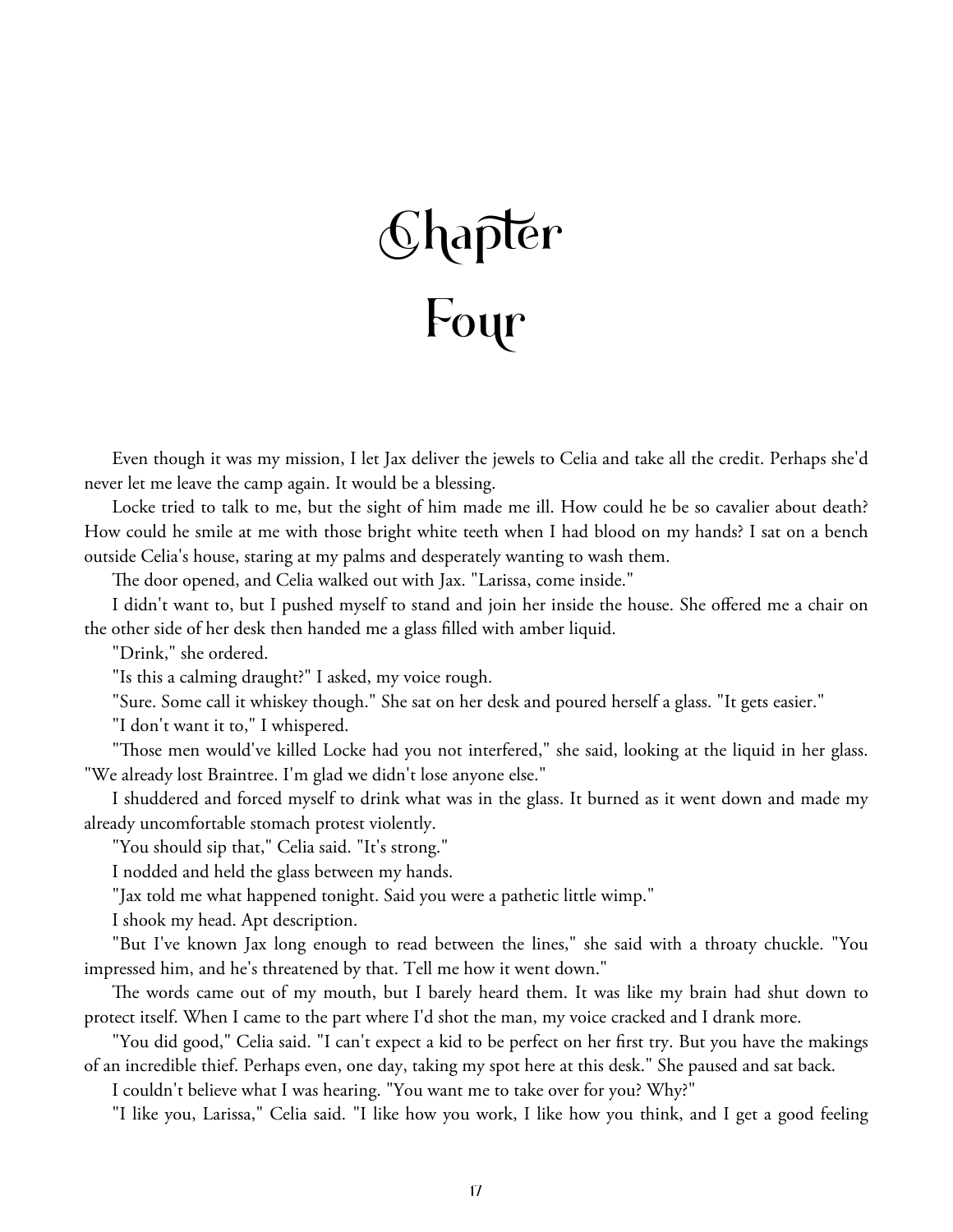# Chapter Four

Even though it was my mission, I let Jax deliver the jewels to Celia and take all the credit. Perhaps she'd never let me leave the camp again. It would be a blessing.

Locke tried to talk to me, but the sight of him made me ill. How could he be so cavalier about death? How could he smile at me with those bright white teeth when I had blood on my hands? I sat on a bench outside Celia's house, staring at my palms and desperately wanting to wash them.

The door opened, and Celia walked out with Jax. "Larissa, come inside."

I didn't want to, but I pushed myself to stand and join her inside the house. She offered me a chair on the other side of her desk then handed me a glass filled with amber liquid.

"Drink," she ordered.

"Is this a calming draught?" I asked, my voice rough.

"Sure. Some call it whiskey though." She sat on her desk and poured herself a glass. "It gets easier."

"I don't want it to," I whispered.

"Those men would've killed Locke had you not interfered," she said, looking at the liquid in her glass. "We already lost Braintree. I'm glad we didn't lose anyone else."

I shuddered and forced myself to drink what was in the glass. It burned as it went down and made my already uncomfortable stomach protest violently.

"You should sip that," Celia said. "It's strong."

I nodded and held the glass between my hands.

"Jax told me what happened tonight. Said you were a pathetic little wimp."

I shook my head. Apt description.

"But I've known Jax long enough to read between the lines," she said with a throaty chuckle. "You impressed him, and he's threatened by that. Tell me how it went down."

The words came out of my mouth, but I barely heard them. It was like my brain had shut down to protect itself. When I came to the part where I'd shot the man, my voice cracked and I drank more.

"You did good," Celia said. "I can't expect a kid to be perfect on her first try. But you have the makings of an incredible thief. Perhaps even, one day, taking my spot here at this desk." She paused and sat back.

I couldn't believe what I was hearing. "You want me to take over for you? Why?"

"I like you, Larissa," Celia said. "I like how you work, I like how you think, and I get a good feeling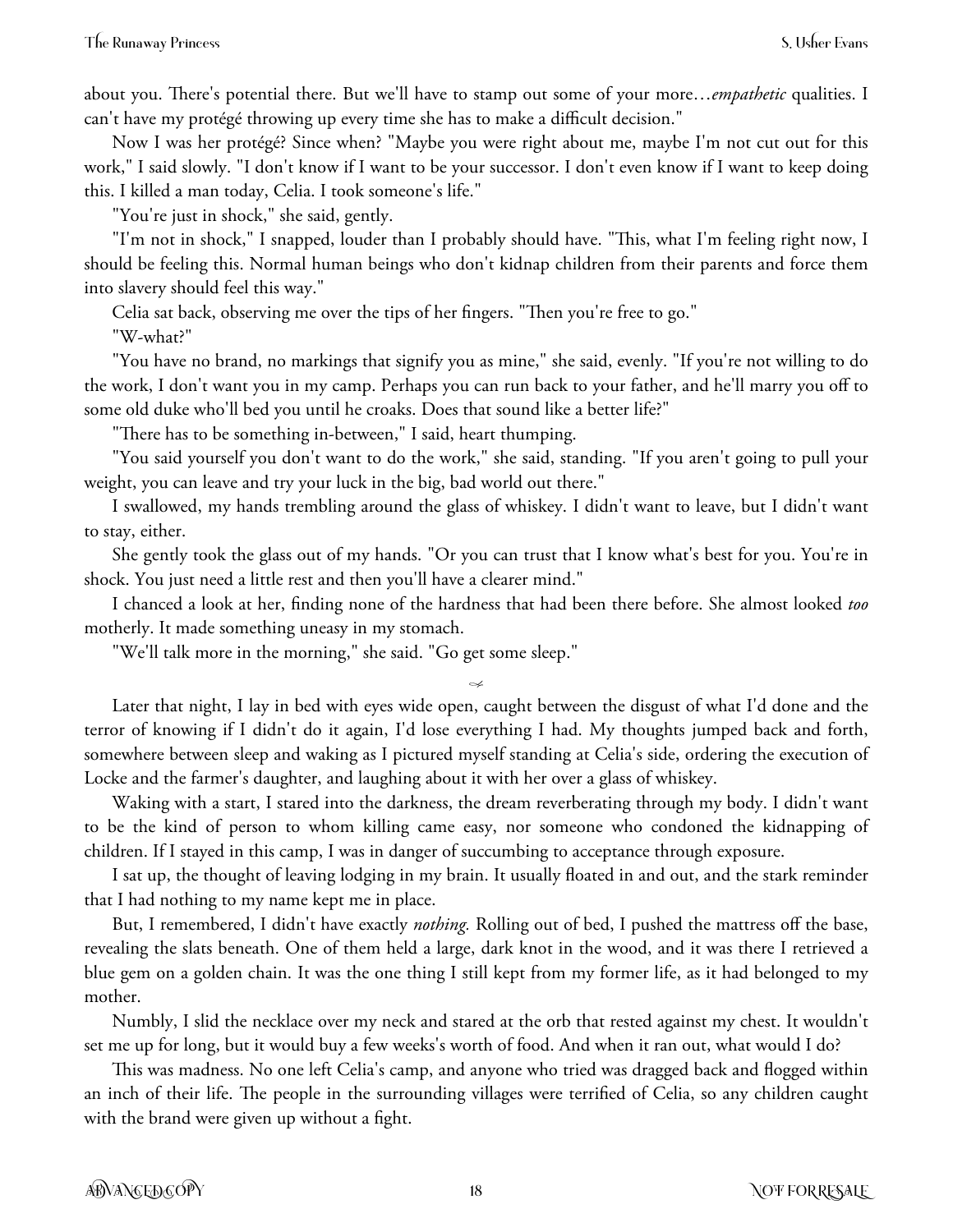about you. There's potential there. But we'll have to stamp out some of your more…*empathetic* qualities. I can't have my protégé throwing up every time she has to make a difficult decision."

Now I was her protégé? Since when? "Maybe you were right about me, maybe I'm not cut out for this work," I said slowly. "I don't know if I want to be your successor. I don't even know if I want to keep doing this. I killed a man today, Celia. I took someone's life."

"You're just in shock," she said, gently.

"I'm not in shock," I snapped, louder than I probably should have. "This, what I'm feeling right now, I should be feeling this. Normal human beings who don't kidnap children from their parents and force them into slavery should feel this way."

Celia sat back, observing me over the tips of her fingers. "Then you're free to go."

"W-what?"

"You have no brand, no markings that signify you as mine," she said, evenly. "If you're not willing to do the work, I don't want you in my camp. Perhaps you can run back to your father, and he'll marry you off to some old duke who'll bed you until he croaks. Does that sound like a better life?"

"There has to be something in-between," I said, heart thumping.

"You said yourself you don't want to do the work," she said, standing. "If you aren't going to pull your weight, you can leave and try your luck in the big, bad world out there."

I swallowed, my hands trembling around the glass of whiskey. I didn't want to leave, but I didn't want to stay, either.

She gently took the glass out of my hands. "Or you can trust that I know what's best for you. You're in shock. You just need a little rest and then you'll have a clearer mind."

I chanced a look at her, finding none of the hardness that had been there before. She almost looked *too* motherly. It made something uneasy in my stomach.

"We'll talk more in the morning," she said. "Go get some sleep."

---

Later that night, I lay in bed with eyes wide open, caught between the disgust of what I'd done and the terror of knowing if I didn't do it again, I'd lose everything I had. My thoughts jumped back and forth, somewhere between sleep and waking as I pictured myself standing at Celia's side, ordering the execution of Locke and the farmer's daughter, and laughing about it with her over a glass of whiskey.

Waking with a start, I stared into the darkness, the dream reverberating through my body. I didn't want to be the kind of person to whom killing came easy, nor someone who condoned the kidnapping of children. If I stayed in this camp, I was in danger of succumbing to acceptance through exposure.

I sat up, the thought of leaving lodging in my brain. It usually floated in and out, and the stark reminder that I had nothing to my name kept me in place.

But, I remembered, I didn't have exactly *nothing*. Rolling out of bed, I pushed the mattress off the base, revealing the slats beneath. One of them held a large, dark knot in the wood, and it was there I retrieved a blue gem on a golden chain. It was the one thing I still kept from my former life, as it had belonged to my mother.

Numbly, I slid the necklace over my neck and stared at the orb that rested against my chest. It wouldn't set me up for long, but it would buy a few weeks's worth of food. And when it ran out, what would I do?

This was madness. No one left Celia's camp, and anyone who tried was dragged back and flogged within an inch of their life. The people in the surrounding villages were terrified of Celia, so any children caught with the brand were given up without a fight.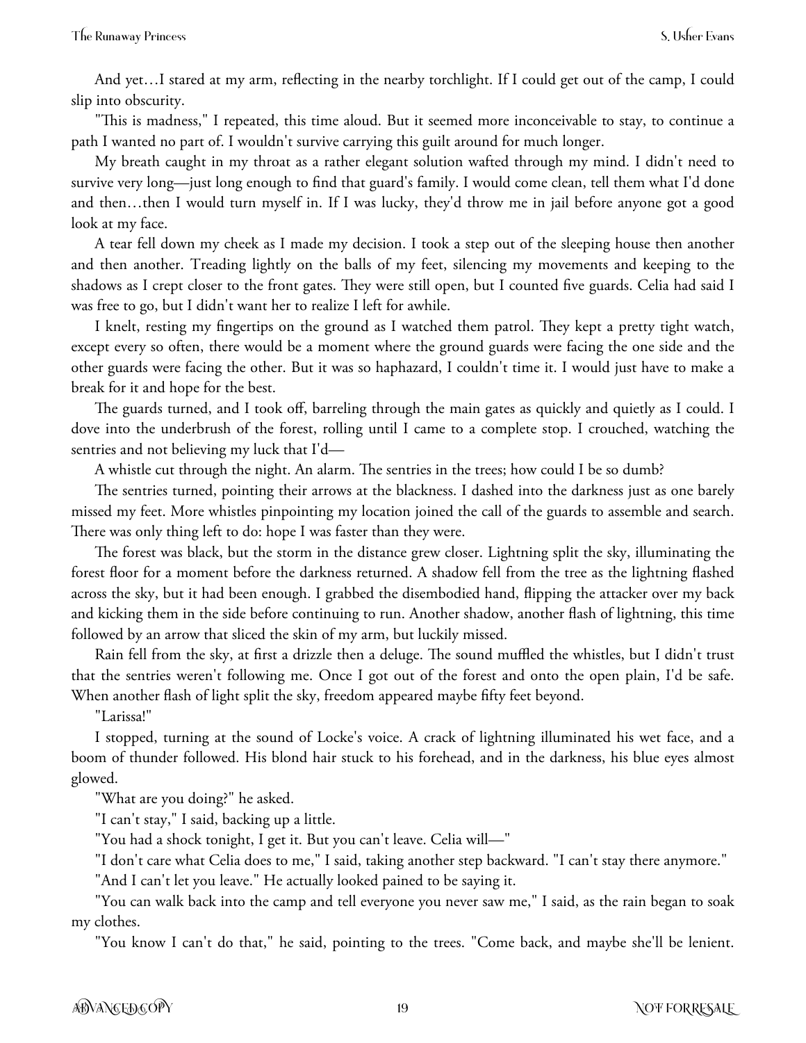And yet…I stared at my arm, reflecting in the nearby torchlight. If I could get out of the camp, I could slip into obscurity.

"This is madness," I repeated, this time aloud. But it seemed more inconceivable to stay, to continue a path I wanted no part of. I wouldn't survive carrying this guilt around for much longer.

My breath caught in my throat as a rather elegant solution wafted through my mind. I didn't need to survive very long—just long enough to find that guard's family. I would come clean, tell them what I'd done and then…then I would turn myself in. If I was lucky, they'd throw me in jail before anyone got a good look at my face.

A tear fell down my cheek as I made my decision. I took a step out of the sleeping house then another and then another. Treading lightly on the balls of my feet, silencing my movements and keeping to the shadows as I crept closer to the front gates. They were still open, but I counted five guards. Celia had said I was free to go, but I didn't want her to realize I left for awhile.

I knelt, resting my fingertips on the ground as I watched them patrol. They kept a pretty tight watch, except every so often, there would be a moment where the ground guards were facing the one side and the other guards were facing the other. But it was so haphazard, I couldn't time it. I would just have to make a break for it and hope for the best.

The guards turned, and I took off, barreling through the main gates as quickly and quietly as I could. I dove into the underbrush of the forest, rolling until I came to a complete stop. I crouched, watching the sentries and not believing my luck that I'd—

A whistle cut through the night. An alarm. The sentries in the trees; how could I be so dumb?

The sentries turned, pointing their arrows at the blackness. I dashed into the darkness just as one barely missed my feet. More whistles pinpointing my location joined the call of the guards to assemble and search. There was only thing left to do: hope I was faster than they were.

The forest was black, but the storm in the distance grew closer. Lightning split the sky, illuminating the forest floor for a moment before the darkness returned. A shadow fell from the tree as the lightning flashed across the sky, but it had been enough. I grabbed the disembodied hand, flipping the attacker over my back and kicking them in the side before continuing to run. Another shadow, another flash of lightning, this time followed by an arrow that sliced the skin of my arm, but luckily missed.

Rain fell from the sky, at first a drizzle then a deluge. The sound muffled the whistles, but I didn't trust that the sentries weren't following me. Once I got out of the forest and onto the open plain, I'd be safe. When another flash of light split the sky, freedom appeared maybe fifty feet beyond.

"Larissa!"

I stopped, turning at the sound of Locke's voice. A crack of lightning illuminated his wet face, and a boom of thunder followed. His blond hair stuck to his forehead, and in the darkness, his blue eyes almost glowed.

"What are you doing?" he asked.

"I can't stay," I said, backing up a little.

"You had a shock tonight, I get it. But you can't leave. Celia will—"

"I don't care what Celia does to me," I said, taking another step backward. "I can't stay there anymore."

"And I can't let you leave." He actually looked pained to be saying it.

"You can walk back into the camp and tell everyone you never saw me," I said, as the rain began to soak my clothes.

"You know I can't do that," he said, pointing to the trees. "Come back, and maybe she'll be lenient.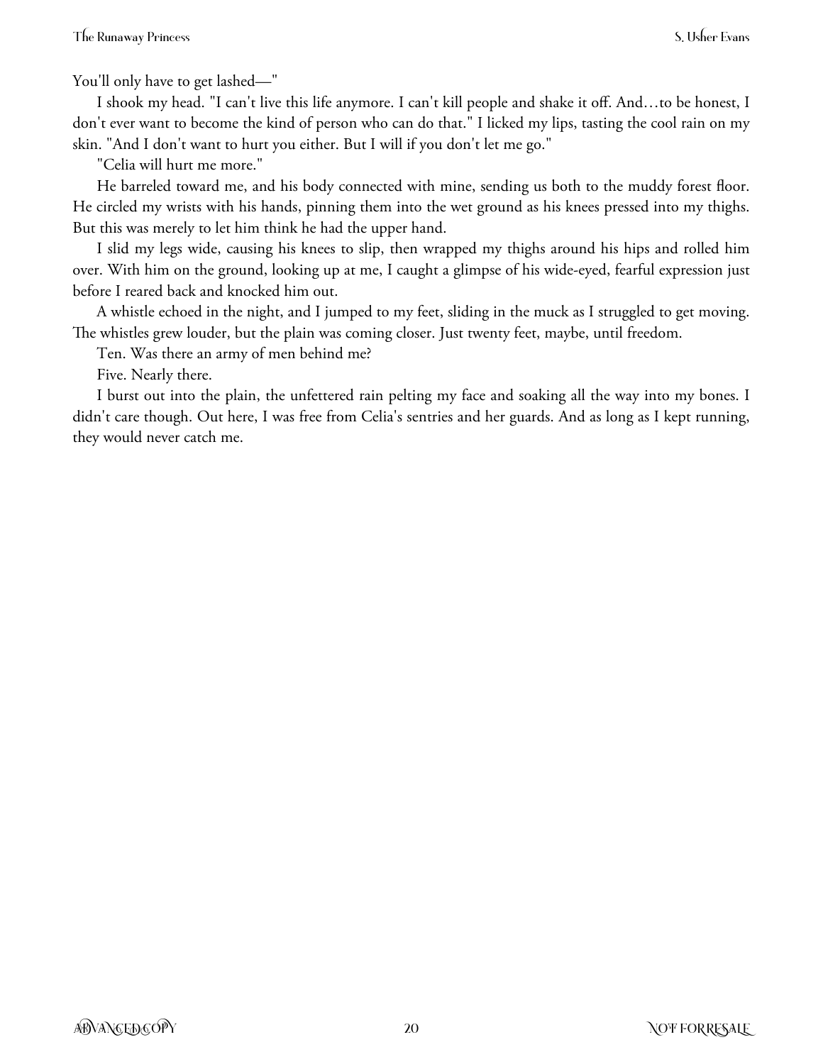You'll only have to get lashed—"

I shook my head. "I can't live this life anymore. I can't kill people and shake it off. And…to be honest, I don't ever want to become the kind of person who can do that." I licked my lips, tasting the cool rain on my skin. "And I don't want to hurt you either. But I will if you don't let me go."

"Celia will hurt me more."

He barreled toward me, and his body connected with mine, sending us both to the muddy forest floor. He circled my wrists with his hands, pinning them into the wet ground as his knees pressed into my thighs. But this was merely to let him think he had the upper hand.

I slid my legs wide, causing his knees to slip, then wrapped my thighs around his hips and rolled him over. With him on the ground, looking up at me, I caught a glimpse of his wide-eyed, fearful expression just before I reared back and knocked him out.

A whistle echoed in the night, and I jumped to my feet, sliding in the muck as I struggled to get moving. The whistles grew louder, but the plain was coming closer. Just twenty feet, maybe, until freedom.

Ten. Was there an army of men behind me?

Five. Nearly there.

I burst out into the plain, the unfettered rain pelting my face and soaking all the way into my bones. I didn't care though. Out here, I was free from Celia's sentries and her guards. And as long as I kept running, they would never catch me.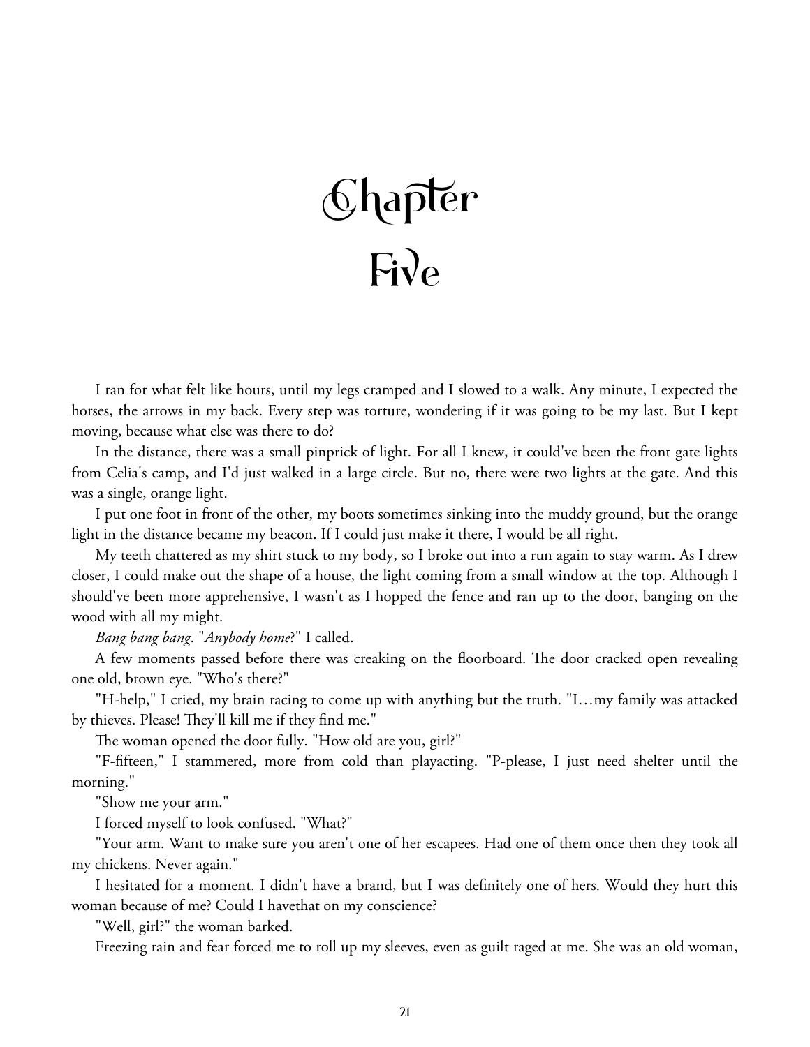# Chapter Five

I ran for what felt like hours, until my legs cramped and I slowed to a walk. Any minute, I expected the horses, the arrows in my back. Every step was torture, wondering if it was going to be my last. But I kept moving, because what else was there to do?

In the distance, there was a small pinprick of light. For all I knew, it could've been the front gate lights from Celia's camp, and I'd just walked in a large circle. But no, there were two lights at the gate. And this was a single, orange light.

I put one foot in front of the other, my boots sometimes sinking into the muddy ground, but the orange light in the distance became my beacon. If I could just make it there, I would be all right.

My teeth chattered as my shirt stuck to my body, so I broke out into a run again to stay warm. As I drew closer, I could make out the shape of a house, the light coming from a small window at the top. Although I should've been more apprehensive, I wasn't as I hopped the fence and ran up to the door, banging on the wood with all my might.

*Bang bang bang*. "*Anybody home*?" I called.

A few moments passed before there was creaking on the floorboard. The door cracked open revealing one old, brown eye. "Who's there?"

"H-help," I cried, my brain racing to come up with anything but the truth. "I…my family was attacked by thieves. Please! They'll kill me if they find me."

The woman opened the door fully. "How old are you, girl?"

"F-fifteen," I stammered, more from cold than playacting. "P-please, I just need shelter until the morning."

"Show me your arm."

I forced myself to look confused. "What?"

"Your arm. Want to make sure you aren't one of her escapees. Had one of them once then they took all my chickens. Never again."

I hesitated for a moment. I didn't have a brand, but I was definitely one of hers. Would they hurt this woman because of me? Could I havethat on my conscience?

"Well, girl?" the woman barked.

Freezing rain and fear forced me to roll up my sleeves, even as guilt raged at me. She was an old woman,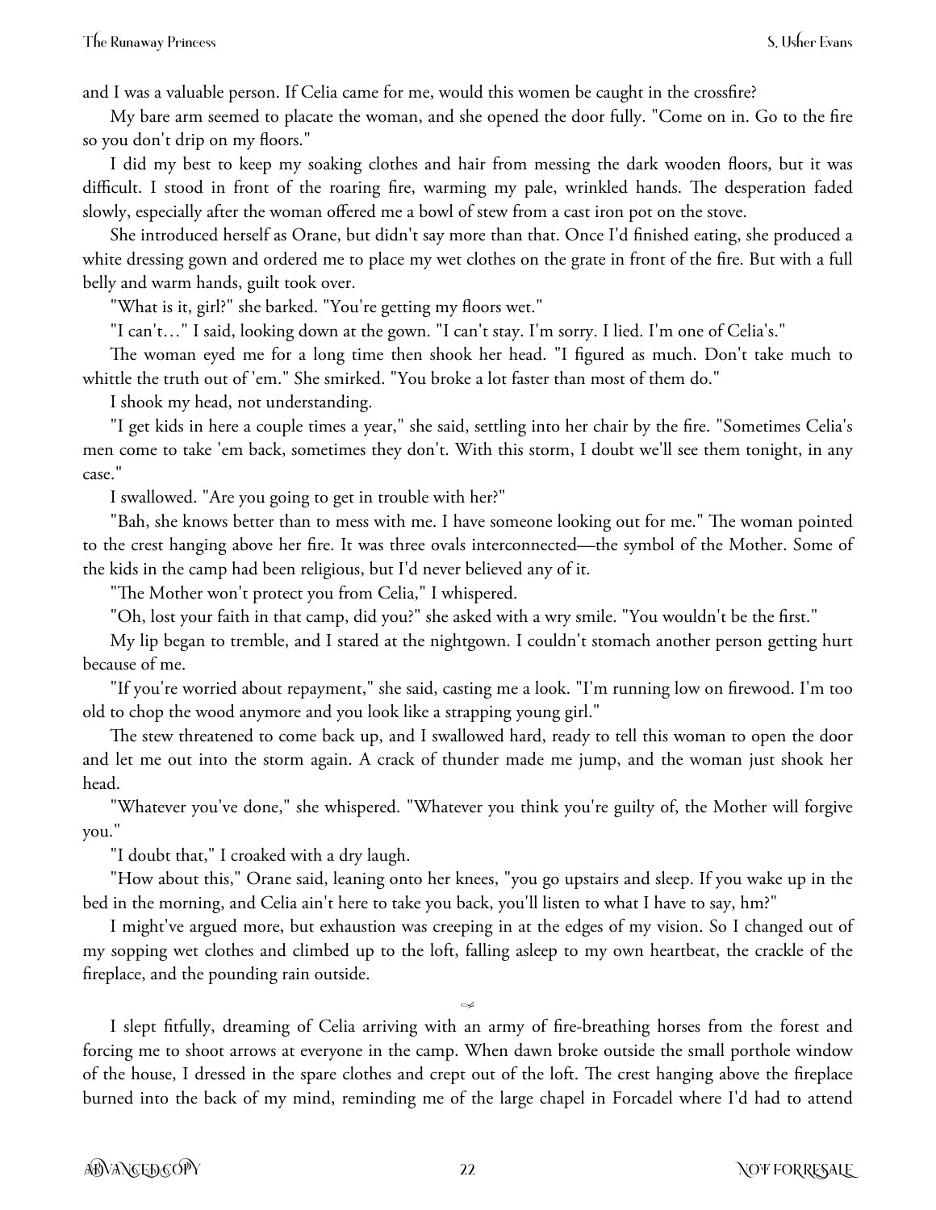and I was a valuable person. If Celia came for me, would this women be caught in the crossfire?

My bare arm seemed to placate the woman, and she opened the door fully. "Come on in. Go to the fire so you don't drip on my floors."

I did my best to keep my soaking clothes and hair from messing the dark wooden floors, but it was difficult. I stood in front of the roaring fire, warming my pale, wrinkled hands. The desperation faded slowly, especially after the woman offered me a bowl of stew from a cast iron pot on the stove.

She introduced herself as Orane, but didn't say more than that. Once I'd finished eating, she produced a white dressing gown and ordered me to place my wet clothes on the grate in front of the fire. But with a full belly and warm hands, guilt took over.

"What is it, girl?" she barked. "You're getting my floors wet."

"I can't…" I said, looking down at the gown. "I can't stay. I'm sorry. I lied. I'm one of Celia's."

The woman eyed me for a long time then shook her head. "I figured as much. Don't take much to whittle the truth out of 'em." She smirked. "You broke a lot faster than most of them do."

I shook my head, not understanding.

"I get kids in here a couple times a year," she said, settling into her chair by the fire. "Sometimes Celia's men come to take 'em back, sometimes they don't. With this storm, I doubt we'll see them tonight, in any case."

I swallowed. "Are you going to get in trouble with her?"

"Bah, she knows better than to mess with me. I have someone looking out for me." The woman pointed to the crest hanging above her fire. It was three ovals interconnected—the symbol of the Mother. Some of the kids in the camp had been religious, but I'd never believed any of it.

"The Mother won't protect you from Celia," I whispered.

"Oh, lost your faith in that camp, did you?" she asked with a wry smile. "You wouldn't be the first."

My lip began to tremble, and I stared at the nightgown. I couldn't stomach another person getting hurt because of me.

"If you're worried about repayment," she said, casting me a look. "I'm running low on firewood. I'm too old to chop the wood anymore and you look like a strapping young girl."

The stew threatened to come back up, and I swallowed hard, ready to tell this woman to open the door and let me out into the storm again. A crack of thunder made me jump, and the woman just shook her head.

"Whatever you've done," she whispered. "Whatever you think you're guilty of, the Mother will forgive you."

"I doubt that," I croaked with a dry laugh.

"How about this," Orane said, leaning onto her knees, "you go upstairs and sleep. If you wake up in the bed in the morning, and Celia ain't here to take you back, you'll listen to what I have to say, hm?"

I might've argued more, but exhaustion was creeping in at the edges of my vision. So I changed out of my sopping wet clothes and climbed up to the loft, falling asleep to my own heartbeat, the crackle of the fireplace, and the pounding rain outside.

---

I slept fitfully, dreaming of Celia arriving with an army of fire-breathing horses from the forest and forcing me to shoot arrows at everyone in the camp. When dawn broke outside the small porthole window of the house, I dressed in the spare clothes and crept out of the loft. The crest hanging above the fireplace burned into the back of my mind, reminding me of the large chapel in Forcadel where I'd had to attend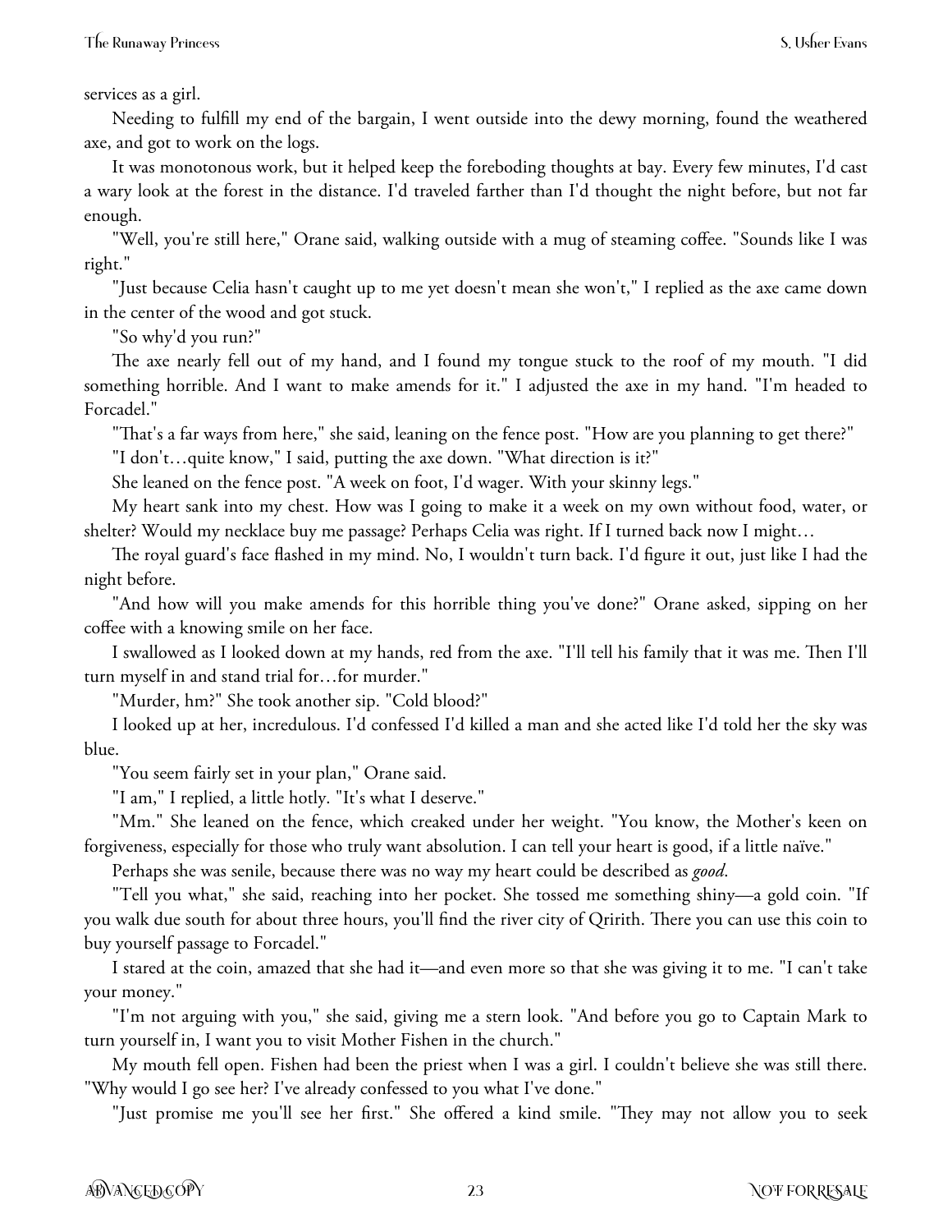services as a girl.

Needing to fulfill my end of the bargain, I went outside into the dewy morning, found the weathered axe, and got to work on the logs.

It was monotonous work, but it helped keep the foreboding thoughts at bay. Every few minutes, I'd cast a wary look at the forest in the distance. I'd traveled farther than I'd thought the night before, but not far enough.

"Well, you're still here," Orane said, walking outside with a mug of steaming coffee. "Sounds like I was right."

"Just because Celia hasn't caught up to me yet doesn't mean she won't," I replied as the axe came down in the center of the wood and got stuck.

"So why'd you run?"

The axe nearly fell out of my hand, and I found my tongue stuck to the roof of my mouth. "I did something horrible. And I want to make amends for it." I adjusted the axe in my hand. "I'm headed to Forcadel."

"That's a far ways from here," she said, leaning on the fence post. "How are you planning to get there?"

"I don't…quite know," I said, putting the axe down. "What direction is it?"

She leaned on the fence post. "A week on foot, I'd wager. With your skinny legs."

My heart sank into my chest. How was I going to make it a week on my own without food, water, or shelter? Would my necklace buy me passage? Perhaps Celia was right. If I turned back now I might…

The royal guard's face flashed in my mind. No, I wouldn't turn back. I'd figure it out, just like I had the night before.

"And how will you make amends for this horrible thing you've done?" Orane asked, sipping on her coffee with a knowing smile on her face.

I swallowed as I looked down at my hands, red from the axe. "I'll tell his family that it was me. Then I'll turn myself in and stand trial for…for murder."

"Murder, hm?" She took another sip. "Cold blood?"

I looked up at her, incredulous. I'd confessed I'd killed a man and she acted like I'd told her the sky was blue.

"You seem fairly set in your plan," Orane said.

"I am," I replied, a little hotly. "It's what I deserve."

"Mm." She leaned on the fence, which creaked under her weight. "You know, the Mother's keen on forgiveness, especially for those who truly want absolution. I can tell your heart is good, if a little naïve."

Perhaps she was senile, because there was no way my heart could be described as *good*.

"Tell you what," she said, reaching into her pocket. She tossed me something shiny—a gold coin. "If you walk due south for about three hours, you'll find the river city of Qririth. There you can use this coin to buy yourself passage to Forcadel."

I stared at the coin, amazed that she had it—and even more so that she was giving it to me. "I can't take your money."

"I'm not arguing with you," she said, giving me a stern look. "And before you go to Captain Mark to turn yourself in, I want you to visit Mother Fishen in the church."

My mouth fell open. Fishen had been the priest when I was a girl. I couldn't believe she was still there. "Why would I go see her? I've already confessed to you what I've done."

"Just promise me you'll see her first." She offered a kind smile. "They may not allow you to seek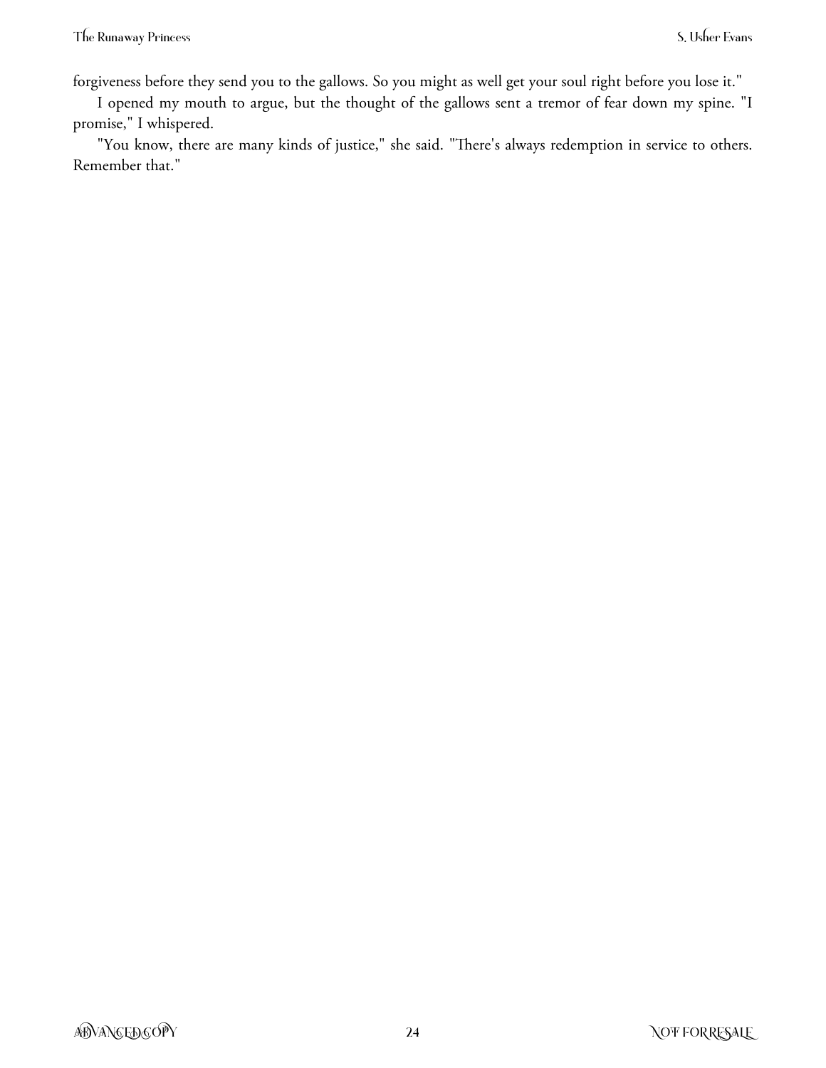forgiveness before they send you to the gallows. So you might as well get your soul right before you lose it."

I opened my mouth to argue, but the thought of the gallows sent a tremor of fear down my spine. "I promise," I whispered.

"You know, there are many kinds of justice," she said. "There's always redemption in service to others. Remember that."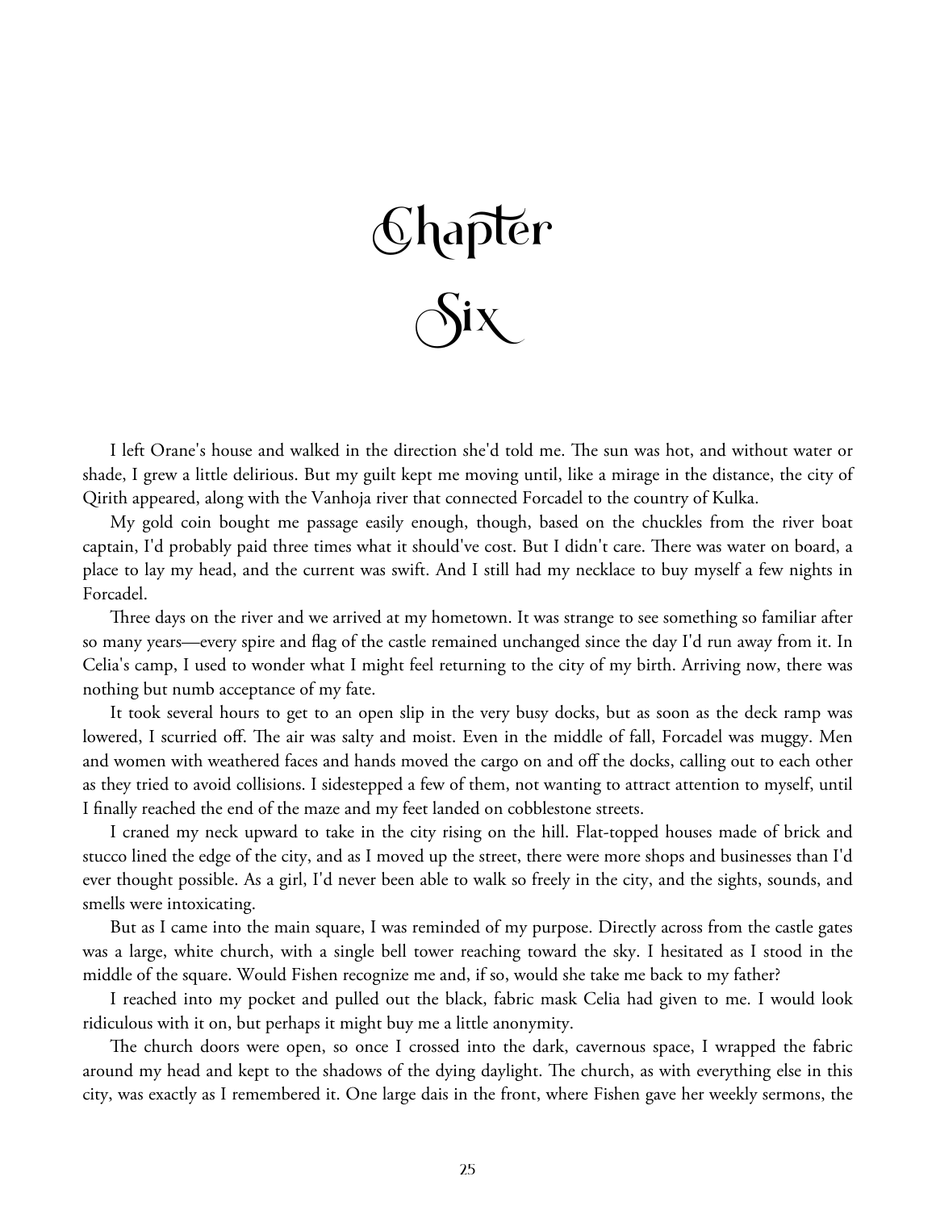# Chapter Six

I left Orane's house and walked in the direction she'd told me. The sun was hot, and without water or shade, I grew a little delirious. But my guilt kept me moving until, like a mirage in the distance, the city of Qirith appeared, along with the Vanhoja river that connected Forcadel to the country of Kulka.

My gold coin bought me passage easily enough, though, based on the chuckles from the river boat captain, I'd probably paid three times what it should've cost. But I didn't care. There was water on board, a place to lay my head, and the current was swift. And I still had my necklace to buy myself a few nights in Forcadel.

Three days on the river and we arrived at my hometown. It was strange to see something so familiar after so many years—every spire and flag of the castle remained unchanged since the day I'd run away from it. In Celia's camp, I used to wonder what I might feel returning to the city of my birth. Arriving now, there was nothing but numb acceptance of my fate.

It took several hours to get to an open slip in the very busy docks, but as soon as the deck ramp was lowered, I scurried off. The air was salty and moist. Even in the middle of fall, Forcadel was muggy. Men and women with weathered faces and hands moved the cargo on and off the docks, calling out to each other as they tried to avoid collisions. I sidestepped a few of them, not wanting to attract attention to myself, until I finally reached the end of the maze and my feet landed on cobblestone streets.

I craned my neck upward to take in the city rising on the hill. Flat-topped houses made of brick and stucco lined the edge of the city, and as I moved up the street, there were more shops and businesses than I'd ever thought possible. As a girl, I'd never been able to walk so freely in the city, and the sights, sounds, and smells were intoxicating.

But as I came into the main square, I was reminded of my purpose. Directly across from the castle gates was a large, white church, with a single bell tower reaching toward the sky. I hesitated as I stood in the middle of the square. Would Fishen recognize me and, if so, would she take me back to my father?

I reached into my pocket and pulled out the black, fabric mask Celia had given to me. I would look ridiculous with it on, but perhaps it might buy me a little anonymity.

The church doors were open, so once I crossed into the dark, cavernous space, I wrapped the fabric around my head and kept to the shadows of the dying daylight. The church, as with everything else in this city, was exactly as I remembered it. One large dais in the front, where Fishen gave her weekly sermons, the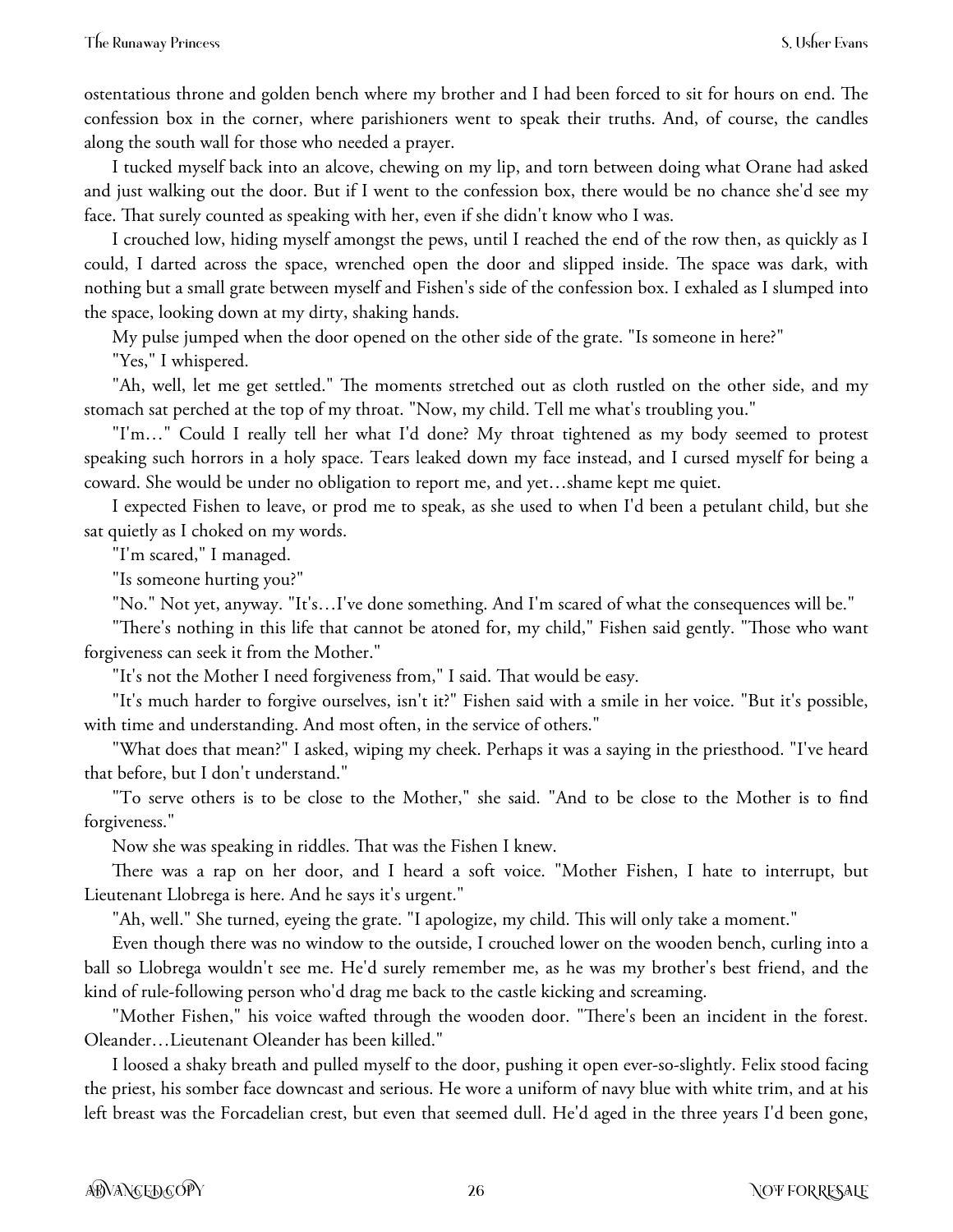ostentatious throne and golden bench where my brother and I had been forced to sit for hours on end. The confession box in the corner, where parishioners went to speak their truths. And, of course, the candles along the south wall for those who needed a prayer.

I tucked myself back into an alcove, chewing on my lip, and torn between doing what Orane had asked and just walking out the door. But if I went to the confession box, there would be no chance she'd see my face. That surely counted as speaking with her, even if she didn't know who I was.

I crouched low, hiding myself amongst the pews, until I reached the end of the row then, as quickly as I could, I darted across the space, wrenched open the door and slipped inside. The space was dark, with nothing but a small grate between myself and Fishen's side of the confession box. I exhaled as I slumped into the space, looking down at my dirty, shaking hands.

My pulse jumped when the door opened on the other side of the grate. "Is someone in here?"

"Yes," I whispered.

"Ah, well, let me get settled." The moments stretched out as cloth rustled on the other side, and my stomach sat perched at the top of my throat. "Now, my child. Tell me what's troubling you."

"I'm…" Could I really tell her what I'd done? My throat tightened as my body seemed to protest speaking such horrors in a holy space. Tears leaked down my face instead, and I cursed myself for being a coward. She would be under no obligation to report me, and yet…shame kept me quiet.

I expected Fishen to leave, or prod me to speak, as she used to when I'd been a petulant child, but she sat quietly as I choked on my words.

"I'm scared," I managed.

"Is someone hurting you?"

"No." Not yet, anyway. "It's…I've done something. And I'm scared of what the consequences will be."

"There's nothing in this life that cannot be atoned for, my child," Fishen said gently. "Those who want forgiveness can seek it from the Mother."

"It's not the Mother I need forgiveness from," I said. That would be easy.

"It's much harder to forgive ourselves, isn't it?" Fishen said with a smile in her voice. "But it's possible, with time and understanding. And most often, in the service of others."

"What does that mean?" I asked, wiping my cheek. Perhaps it was a saying in the priesthood. "I've heard that before, but I don't understand."

"To serve others is to be close to the Mother," she said. "And to be close to the Mother is to find forgiveness."

Now she was speaking in riddles. That was the Fishen I knew.

There was a rap on her door, and I heard a soft voice. "Mother Fishen, I hate to interrupt, but Lieutenant Llobrega is here. And he says it's urgent."

"Ah, well." She turned, eyeing the grate. "I apologize, my child. This will only take a moment."

Even though there was no window to the outside, I crouched lower on the wooden bench, curling into a ball so Llobrega wouldn't see me. He'd surely remember me, as he was my brother's best friend, and the kind of rule-following person who'd drag me back to the castle kicking and screaming.

"Mother Fishen," his voice wafted through the wooden door. "There's been an incident in the forest. Oleander…Lieutenant Oleander has been killed."

I loosed a shaky breath and pulled myself to the door, pushing it open ever-so-slightly. Felix stood facing the priest, his somber face downcast and serious. He wore a uniform of navy blue with white trim, and at his left breast was the Forcadelian crest, but even that seemed dull. He'd aged in the three years I'd been gone,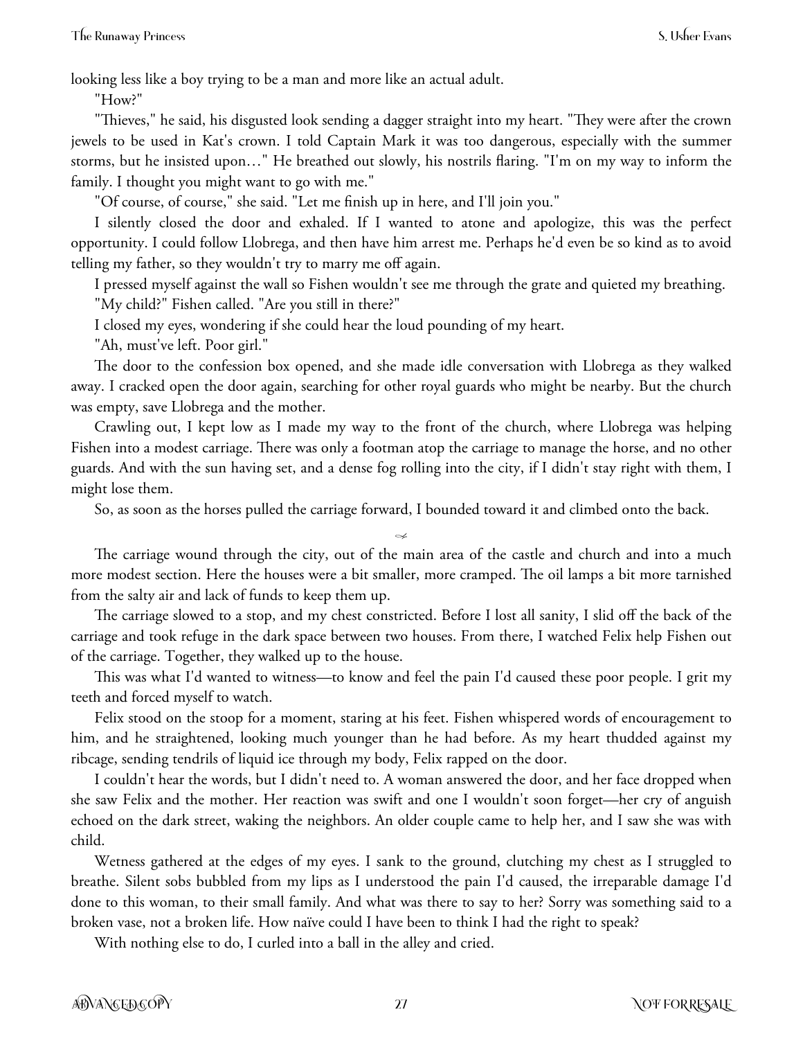looking less like a boy trying to be a man and more like an actual adult.

"How?"

"Thieves," he said, his disgusted look sending a dagger straight into my heart. "They were after the crown jewels to be used in Kat's crown. I told Captain Mark it was too dangerous, especially with the summer storms, but he insisted upon…" He breathed out slowly, his nostrils flaring. "I'm on my way to inform the family. I thought you might want to go with me."

"Of course, of course," she said. "Let me finish up in here, and I'll join you."

I silently closed the door and exhaled. If I wanted to atone and apologize, this was the perfect opportunity. I could follow Llobrega, and then have him arrest me. Perhaps he'd even be so kind as to avoid telling my father, so they wouldn't try to marry me off again.

I pressed myself against the wall so Fishen wouldn't see me through the grate and quieted my breathing.

"My child?" Fishen called. "Are you still in there?"

I closed my eyes, wondering if she could hear the loud pounding of my heart.

"Ah, must've left. Poor girl."

The door to the confession box opened, and she made idle conversation with Llobrega as they walked away. I cracked open the door again, searching for other royal guards who might be nearby. But the church was empty, save Llobrega and the mother.

Crawling out, I kept low as I made my way to the front of the church, where Llobrega was helping Fishen into a modest carriage. There was only a footman atop the carriage to manage the horse, and no other guards. And with the sun having set, and a dense fog rolling into the city, if I didn't stay right with them, I might lose them.

So, as soon as the horses pulled the carriage forward, I bounded toward it and climbed onto the back.

The carriage wound through the city, out of the main area of the castle and church and into a much more modest section. Here the houses were a bit smaller, more cramped. The oil lamps a bit more tarnished from the salty air and lack of funds to keep them up.

The carriage slowed to a stop, and my chest constricted. Before I lost all sanity, I slid off the back of the carriage and took refuge in the dark space between two houses. From there, I watched Felix help Fishen out of the carriage. Together, they walked up to the house.

This was what I'd wanted to witness—to know and feel the pain I'd caused these poor people. I grit my teeth and forced myself to watch.

Felix stood on the stoop for a moment, staring at his feet. Fishen whispered words of encouragement to him, and he straightened, looking much younger than he had before. As my heart thudded against my ribcage, sending tendrils of liquid ice through my body, Felix rapped on the door.

I couldn't hear the words, but I didn't need to. A woman answered the door, and her face dropped when she saw Felix and the mother. Her reaction was swift and one I wouldn't soon forget—her cry of anguish echoed on the dark street, waking the neighbors. An older couple came to help her, and I saw she was with child.

Wetness gathered at the edges of my eyes. I sank to the ground, clutching my chest as I struggled to breathe. Silent sobs bubbled from my lips as I understood the pain I'd caused, the irreparable damage I'd done to this woman, to their small family. And what was there to say to her? Sorry was something said to a broken vase, not a broken life. How naïve could I have been to think I had the right to speak?

With nothing else to do, I curled into a ball in the alley and cried.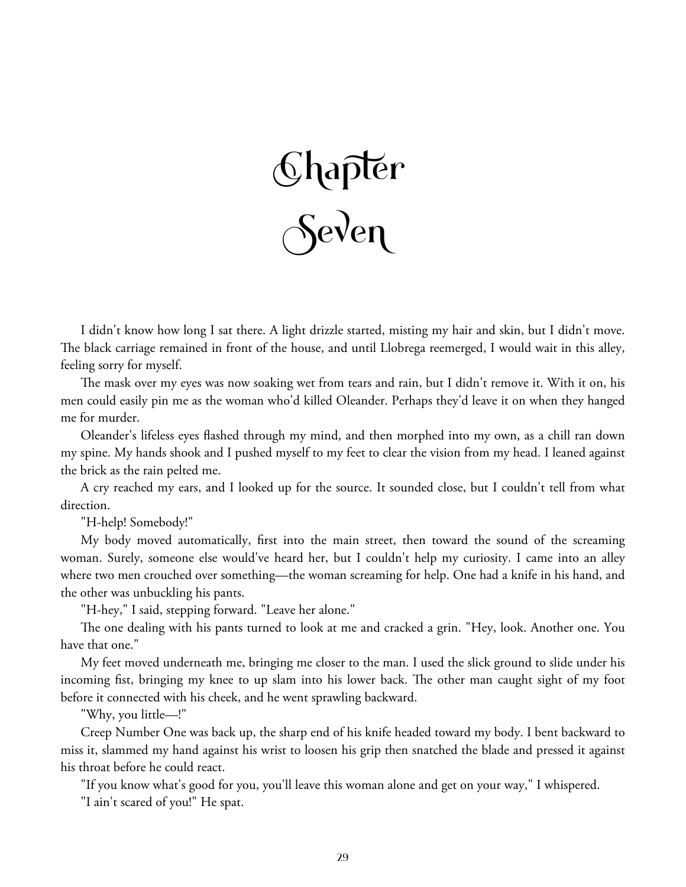# Chapter Seven

I didn't know how long I sat there. A light drizzle started, misting my hair and skin, but I didn't move. The black carriage remained in front of the house, and until Llobrega reemerged, I would wait in this alley, feeling sorry for myself.

The mask over my eyes was now soaking wet from tears and rain, but I didn't remove it. With it on, his men could easily pin me as the woman who'd killed Oleander. Perhaps they'd leave it on when they hanged me for murder.

Oleander's lifeless eyes flashed through my mind, and then morphed into my own, as a chill ran down my spine. My hands shook and I pushed myself to my feet to clear the vision from my head. I leaned against the brick as the rain pelted me.

A cry reached my ears, and I looked up for the source. It sounded close, but I couldn't tell from what direction.

"H-help! Somebody!"

My body moved automatically, first into the main street, then toward the sound of the screaming woman. Surely, someone else would've heard her, but I couldn't help my curiosity. I came into an alley where two men crouched over something—the woman screaming for help. One had a knife in his hand, and the other was unbuckling his pants.

"H-hey," I said, stepping forward. "Leave her alone."

The one dealing with his pants turned to look at me and cracked a grin. "Hey, look. Another one. You have that one."

My feet moved underneath me, bringing me closer to the man. I used the slick ground to slide under his incoming fist, bringing my knee to up slam into his lower back. The other man caught sight of my foot before it connected with his cheek, and he went sprawling backward.

"Why, you little—!"

Creep Number One was back up, the sharp end of his knife headed toward my body. I bent backward to miss it, slammed my hand against his wrist to loosen his grip then snatched the blade and pressed it against his throat before he could react.

"If you know what's good for you, you'll leave this woman alone and get on your way," I whispered.

"I ain't scared of you!" He spat.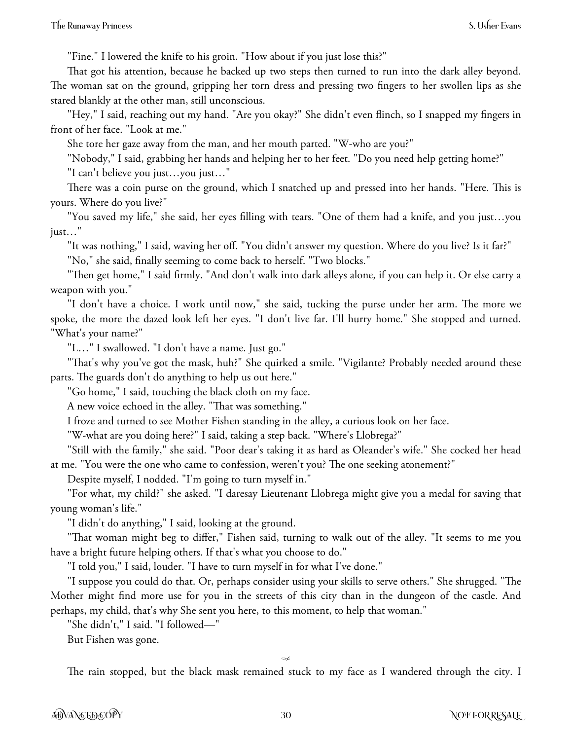"Fine." I lowered the knife to his groin. "How about if you just lose this?"

That got his attention, because he backed up two steps then turned to run into the dark alley beyond. The woman sat on the ground, gripping her torn dress and pressing two fingers to her swollen lips as she stared blankly at the other man, still unconscious.

"Hey," I said, reaching out my hand. "Are you okay?" She didn't even flinch, so I snapped my fingers in front of her face. "Look at me."

She tore her gaze away from the man, and her mouth parted. "W-who are you?"

"Nobody," I said, grabbing her hands and helping her to her feet. "Do you need help getting home?"

"I can't believe you just…you just…"

There was a coin purse on the ground, which I snatched up and pressed into her hands. "Here. This is yours. Where do you live?"

"You saved my life," she said, her eyes filling with tears. "One of them had a knife, and you just…you just…"

"It was nothing," I said, waving her off. "You didn't answer my question. Where do you live? Is it far?"

"No," she said, finally seeming to come back to herself. "Two blocks."

"Then get home," I said firmly. "And don't walk into dark alleys alone, if you can help it. Or else carry a weapon with you."

"I don't have a choice. I work until now," she said, tucking the purse under her arm. The more we spoke, the more the dazed look left her eyes. "I don't live far. I'll hurry home." She stopped and turned. "What's your name?"

"L…" I swallowed. "I don't have a name. Just go."

"That's why you've got the mask, huh?" She quirked a smile. "Vigilante? Probably needed around these parts. The guards don't do anything to help us out here."

"Go home," I said, touching the black cloth on my face.

A new voice echoed in the alley. "That was something."

I froze and turned to see Mother Fishen standing in the alley, a curious look on her face.

"W-what are you doing here?" I said, taking a step back. "Where's Llobrega?"

"Still with the family," she said. "Poor dear's taking it as hard as Oleander's wife." She cocked her head at me. "You were the one who came to confession, weren't you? The one seeking atonement?"

Despite myself, I nodded. "I'm going to turn myself in."

"For what, my child?" she asked. "I daresay Lieutenant Llobrega might give you a medal for saving that young woman's life."

"I didn't do anything," I said, looking at the ground.

"That woman might beg to differ," Fishen said, turning to walk out of the alley. "It seems to me you have a bright future helping others. If that's what you choose to do."

"I told you," I said, louder. "I have to turn myself in for what I've done."

"I suppose you could do that. Or, perhaps consider using your skills to serve others." She shrugged. "The Mother might find more use for you in the streets of this city than in the dungeon of the castle. And perhaps, my child, that's why She sent you here, to this moment, to help that woman."

"She didn't," I said. "I followed—"

But Fishen was gone.

---

The rain stopped, but the black mask remained stuck to my face as I wandered through the city. I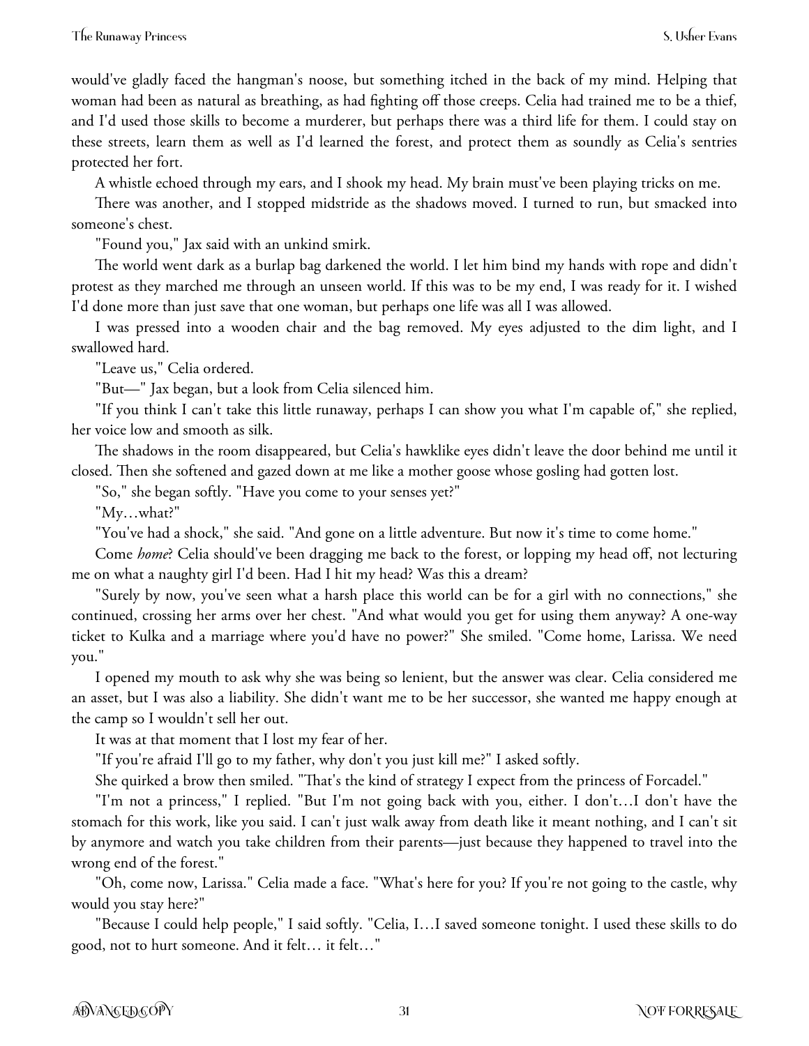would've gladly faced the hangman's noose, but something itched in the back of my mind. Helping that woman had been as natural as breathing, as had fighting off those creeps. Celia had trained me to be a thief, and I'd used those skills to become a murderer, but perhaps there was a third life for them. I could stay on these streets, learn them as well as I'd learned the forest, and protect them as soundly as Celia's sentries protected her fort.

A whistle echoed through my ears, and I shook my head. My brain must've been playing tricks on me.

There was another, and I stopped midstride as the shadows moved. I turned to run, but smacked into someone's chest.

"Found you," Jax said with an unkind smirk.

The world went dark as a burlap bag darkened the world. I let him bind my hands with rope and didn't protest as they marched me through an unseen world. If this was to be my end, I was ready for it. I wished I'd done more than just save that one woman, but perhaps one life was all I was allowed.

I was pressed into a wooden chair and the bag removed. My eyes adjusted to the dim light, and I swallowed hard.

"Leave us," Celia ordered.

"But—" Jax began, but a look from Celia silenced him.

"If you think I can't take this little runaway, perhaps I can show you what I'm capable of," she replied, her voice low and smooth as silk.

The shadows in the room disappeared, but Celia's hawklike eyes didn't leave the door behind me until it closed. Then she softened and gazed down at me like a mother goose whose gosling had gotten lost.

"So," she began softly. "Have you come to your senses yet?"

"My…what?"

"You've had a shock," she said. "And gone on a little adventure. But now it's time to come home."

Come *home*? Celia should've been dragging me back to the forest, or lopping my head off, not lecturing me on what a naughty girl I'd been. Had I hit my head? Was this a dream?

"Surely by now, you've seen what a harsh place this world can be for a girl with no connections," she continued, crossing her arms over her chest. "And what would you get for using them anyway? A one-way ticket to Kulka and a marriage where you'd have no power?" She smiled. "Come home, Larissa. We need you."

I opened my mouth to ask why she was being so lenient, but the answer was clear. Celia considered me an asset, but I was also a liability. She didn't want me to be her successor, she wanted me happy enough at the camp so I wouldn't sell her out.

It was at that moment that I lost my fear of her.

"If you're afraid I'll go to my father, why don't you just kill me?" I asked softly.

She quirked a brow then smiled. "That's the kind of strategy I expect from the princess of Forcadel."

"I'm not a princess," I replied. "But I'm not going back with you, either. I don't…I don't have the stomach for this work, like you said. I can't just walk away from death like it meant nothing, and I can't sit by anymore and watch you take children from their parents—just because they happened to travel into the wrong end of the forest."

"Oh, come now, Larissa." Celia made a face. "What's here for you? If you're not going to the castle, why would you stay here?"

"Because I could help people," I said softly. "Celia, I…I saved someone tonight. I used these skills to do good, not to hurt someone. And it felt… it felt…"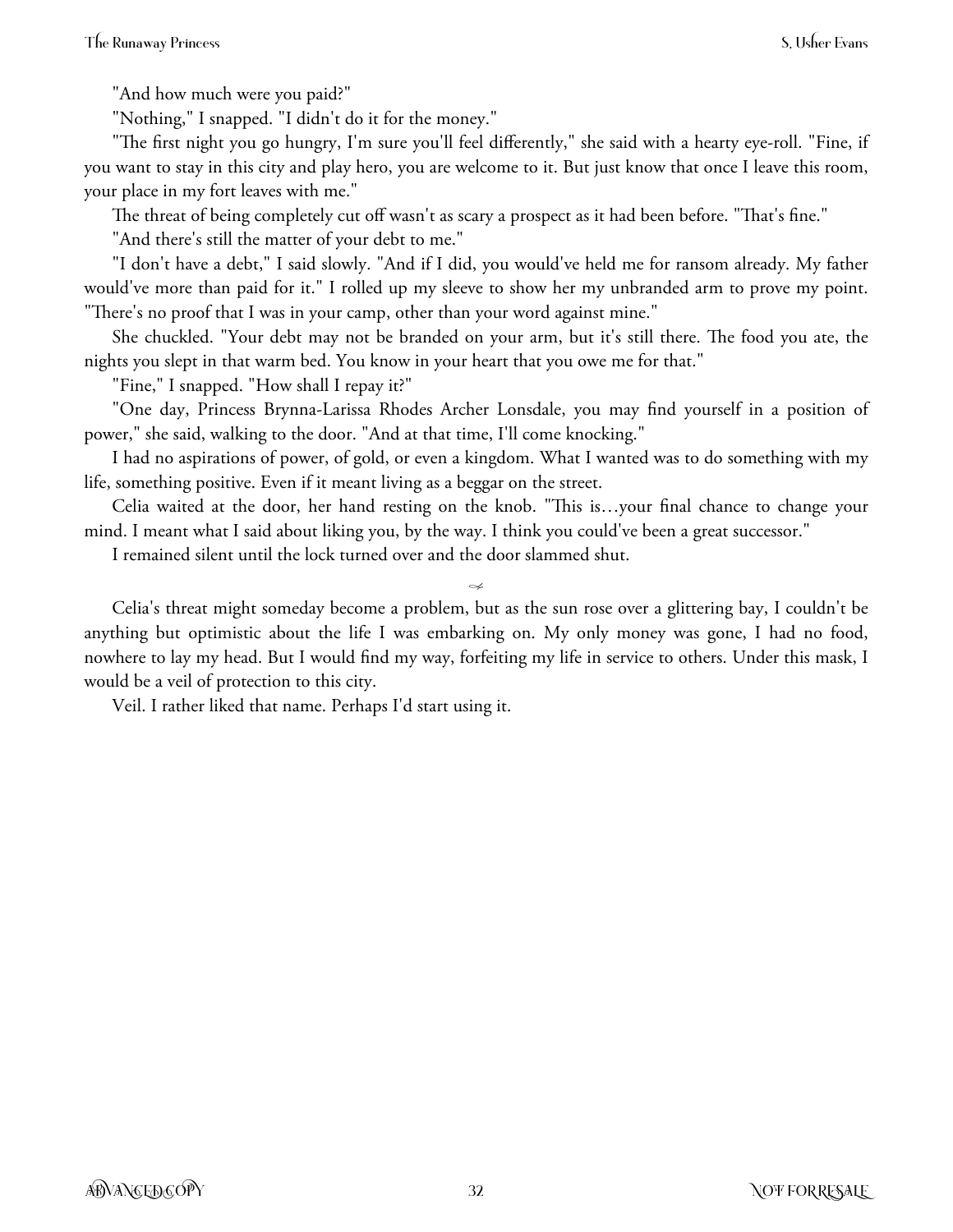"And how much were you paid?"

"Nothing," I snapped. "I didn't do it for the money."

"The first night you go hungry, I'm sure you'll feel differently," she said with a hearty eye-roll. "Fine, if you want to stay in this city and play hero, you are welcome to it. But just know that once I leave this room, your place in my fort leaves with me."

The threat of being completely cut off wasn't as scary a prospect as it had been before. "That's fine."

"And there's still the matter of your debt to me."

"I don't have a debt," I said slowly. "And if I did, you would've held me for ransom already. My father would've more than paid for it." I rolled up my sleeve to show her my unbranded arm to prove my point. "There's no proof that I was in your camp, other than your word against mine."

She chuckled. "Your debt may not be branded on your arm, but it's still there. The food you ate, the nights you slept in that warm bed. You know in your heart that you owe me for that."

"Fine," I snapped. "How shall I repay it?"

"One day, Princess Brynna-Larissa Rhodes Archer Lonsdale, you may find yourself in a position of power," she said, walking to the door. "And at that time, I'll come knocking."

I had no aspirations of power, of gold, or even a kingdom. What I wanted was to do something with my life, something positive. Even if it meant living as a beggar on the street.

Celia waited at the door, her hand resting on the knob. "This is…your final chance to change your mind. I meant what I said about liking you, by the way. I think you could've been a great successor."

I remained silent until the lock turned over and the door slammed shut.

---

Celia's threat might someday become a problem, but as the sun rose over a glittering bay, I couldn't be anything but optimistic about the life I was embarking on. My only money was gone, I had no food, nowhere to lay my head. But I would find my way, forfeiting my life in service to others. Under this mask, I would be a veil of protection to this city.

Veil. I rather liked that name. Perhaps I'd start using it.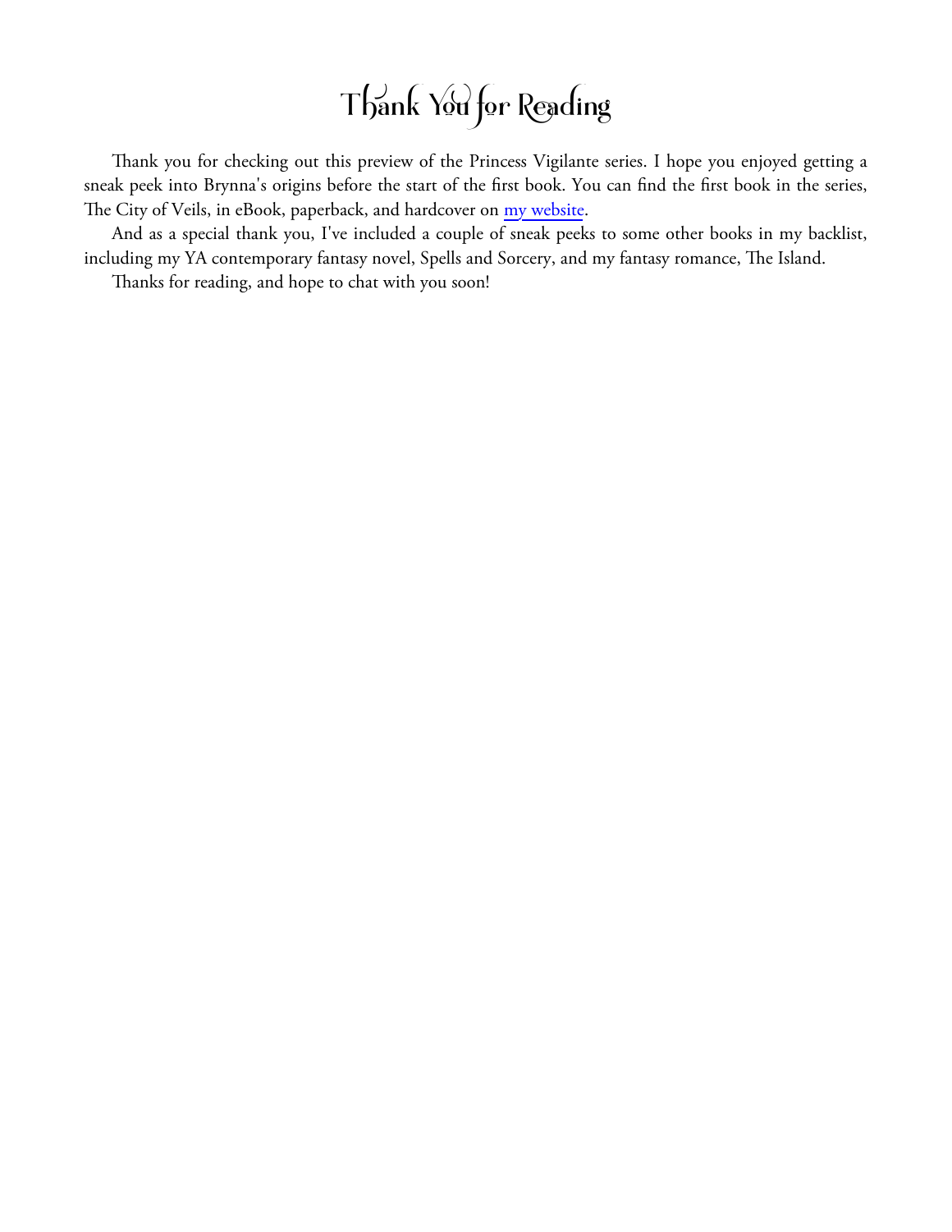# Thank You for Reading

Thank you for checking out this preview of the Princess Vigilante series. I hope you enjoyed getting a sneak peek into Brynna's origins before the start of the first book. You can find the first book in the series, The City of Veils, in eBook, paperback, and hardcover on my website.

And as a special thank you, I've included a couple of sneak peeks to some other books in my backlist, including my YA contemporary fantasy novel, Spells and Sorcery, and my fantasy romance, The Island.

Thanks for reading, and hope to chat with you soon!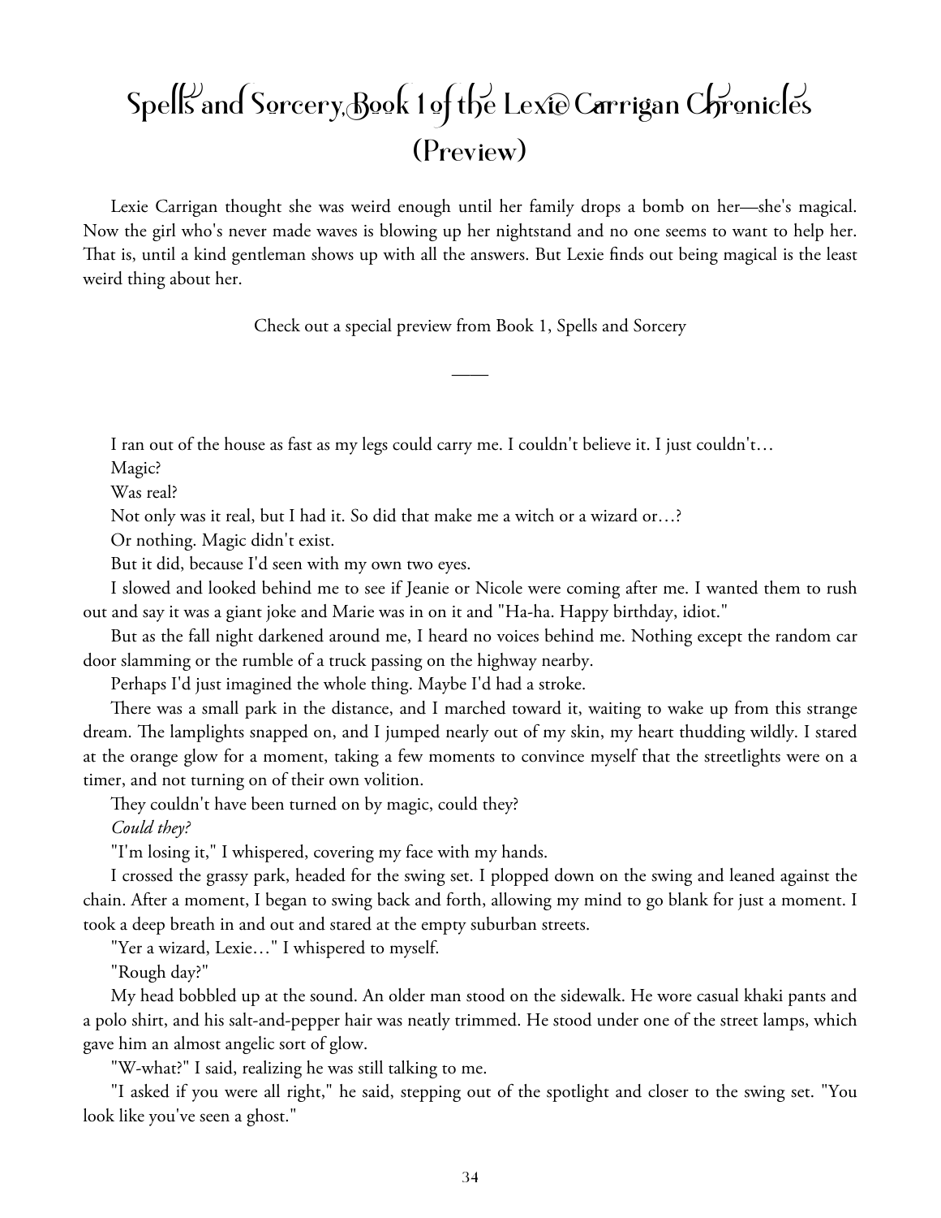# Spells and Sorcery, Book 1 of the Lexie Carrigan Chronicles (Preview)

Lexie Carrigan thought she was weird enough until her family drops a bomb on her—she's magical. Now the girl who's never made waves is blowing up her nightstand and no one seems to want to help her. That is, until a kind gentleman shows up with all the answers. But Lexie finds out being magical is the least weird thing about her.

Check out a special preview from Book 1, Spells and Sorcery

——

I ran out of the house as fast as my legs could carry me. I couldn't believe it. I just couldn't…

Magic?

Was real?

Not only was it real, but I had it. So did that make me a witch or a wizard or…?

Or nothing. Magic didn't exist.

But it did, because I'd seen with my own two eyes.

I slowed and looked behind me to see if Jeanie or Nicole were coming after me. I wanted them to rush out and say it was a giant joke and Marie was in on it and "Ha-ha. Happy birthday, idiot."

But as the fall night darkened around me, I heard no voices behind me. Nothing except the random car door slamming or the rumble of a truck passing on the highway nearby.

Perhaps I'd just imagined the whole thing. Maybe I'd had a stroke.

There was a small park in the distance, and I marched toward it, waiting to wake up from this strange dream. The lamplights snapped on, and I jumped nearly out of my skin, my heart thudding wildly. I stared at the orange glow for a moment, taking a few moments to convince myself that the streetlights were on a timer, and not turning on of their own volition.

They couldn't have been turned on by magic, could they?

*Could they?*

"I'm losing it," I whispered, covering my face with my hands.

I crossed the grassy park, headed for the swing set. I plopped down on the swing and leaned against the chain. After a moment, I began to swing back and forth, allowing my mind to go blank for just a moment. I took a deep breath in and out and stared at the empty suburban streets.

"Yer a wizard, Lexie…" I whispered to myself.

"Rough day?"

My head bobbled up at the sound. An older man stood on the sidewalk. He wore casual khaki pants and a polo shirt, and his salt-and-pepper hair was neatly trimmed. He stood under one of the street lamps, which gave him an almost angelic sort of glow.

"W-what?" I said, realizing he was still talking to me.

"I asked if you were all right," he said, stepping out of the spotlight and closer to the swing set. "You look like you've seen a ghost."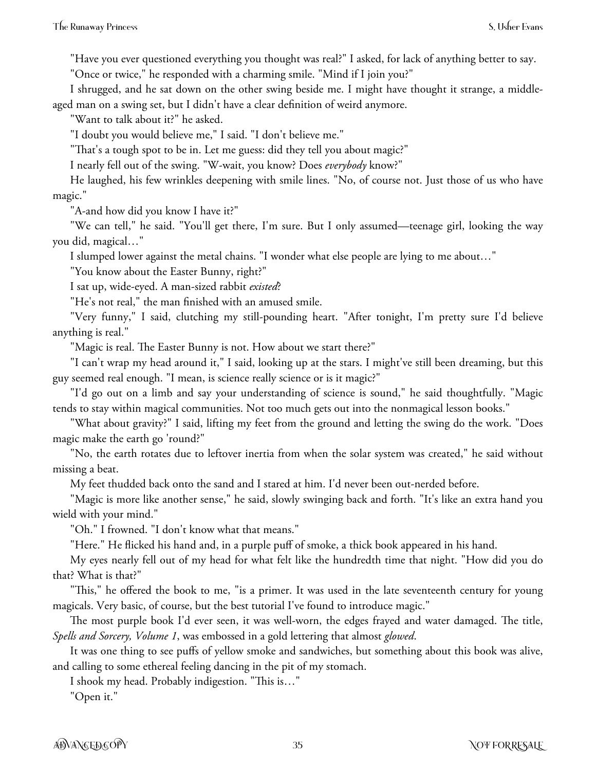"Have you ever questioned everything you thought was real?" I asked, for lack of anything better to say.

"Once or twice," he responded with a charming smile. "Mind if I join you?"

I shrugged, and he sat down on the other swing beside me. I might have thought it strange, a middle-aged man on a swing set, but I didn't have a clear definition of weird anymore.

"Want to talk about it?" he asked.

"I doubt you would believe me," I said. "I don't believe me."

"That's a tough spot to be in. Let me guess: did they tell you about magic?"

I nearly fell out of the swing. "W-wait, you know? Does *everybody* know?"

He laughed, his few wrinkles deepening with smile lines. "No, of course not. Just those of us who have magic."

"A-and how did you know I have it?"

"We can tell," he said. "You'll get there, I'm sure. But I only assumed—teenage girl, looking the way you did, magical…"

I slumped lower against the metal chains. "I wonder what else people are lying to me about…"

"You know about the Easter Bunny, right?"

I sat up, wide-eyed. A man-sized rabbit *existed*?

"He's not real," the man finished with an amused smile.

"Very funny," I said, clutching my still-pounding heart. "After tonight, I'm pretty sure I'd believe anything is real."

"Magic is real. The Easter Bunny is not. How about we start there?"

"I can't wrap my head around it," I said, looking up at the stars. I might've still been dreaming, but this guy seemed real enough. "I mean, is science really science or is it magic?"

"I'd go out on a limb and say your understanding of science is sound," he said thoughtfully. "Magic tends to stay within magical communities. Not too much gets out into the nonmagical lesson books."

"What about gravity?" I said, lifting my feet from the ground and letting the swing do the work. "Does magic make the earth go 'round?"

"No, the earth rotates due to leftover inertia from when the solar system was created," he said without missing a beat.

My feet thudded back onto the sand and I stared at him. I'd never been out-nerded before.

"Magic is more like another sense," he said, slowly swinging back and forth. "It's like an extra hand you wield with your mind."

"Oh." I frowned. "I don't know what that means."

"Here." He flicked his hand and, in a purple puff of smoke, a thick book appeared in his hand.

My eyes nearly fell out of my head for what felt like the hundredth time that night. "How did you do that? What is that?"

"This," he offered the book to me, "is a primer. It was used in the late seventeenth century for young magicals. Very basic, of course, but the best tutorial I've found to introduce magic."

The most purple book I'd ever seen, it was well-worn, the edges frayed and water damaged. The title, *Spells and Sorcery, Volume 1*, was embossed in a gold lettering that almost *glowed*.

It was one thing to see puffs of yellow smoke and sandwiches, but something about this book was alive, and calling to some ethereal feeling dancing in the pit of my stomach.

I shook my head. Probably indigestion. "This is…"

"Open it."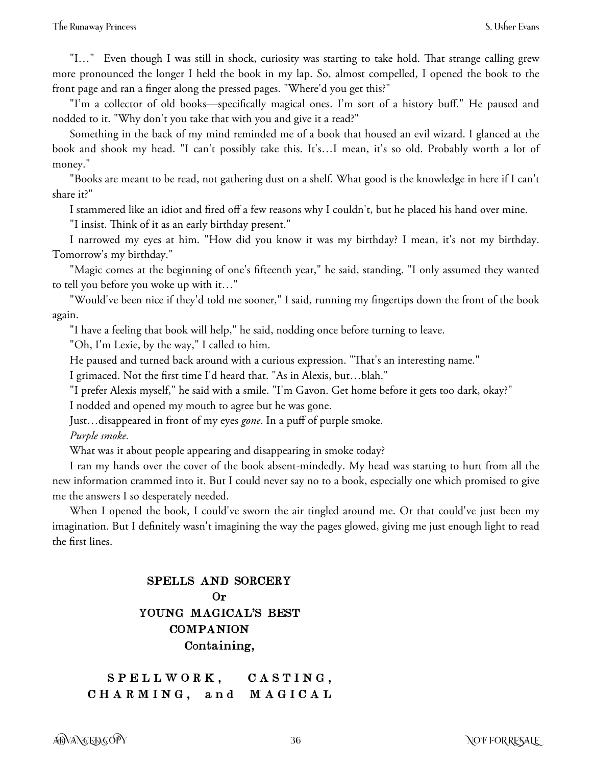"I…" Even though I was still in shock, curiosity was starting to take hold. That strange calling grew more pronounced the longer I held the book in my lap. So, almost compelled, I opened the book to the front page and ran a finger along the pressed pages. "Where'd you get this?"

"I'm a collector of old books—specifically magical ones. I'm sort of a history buff." He paused and nodded to it. "Why don't you take that with you and give it a read?"

Something in the back of my mind reminded me of a book that housed an evil wizard. I glanced at the book and shook my head. "I can't possibly take this. It's…I mean, it's so old. Probably worth a lot of money."

"Books are meant to be read, not gathering dust on a shelf. What good is the knowledge in here if I can't share it?"

I stammered like an idiot and fired off a few reasons why I couldn't, but he placed his hand over mine.

"I insist. Think of it as an early birthday present."

I narrowed my eyes at him. "How did you know it was my birthday? I mean, it's not my birthday. Tomorrow's my birthday."

"Magic comes at the beginning of one's fifteenth year," he said, standing. "I only assumed they wanted to tell you before you woke up with it…"

"Would've been nice if they'd told me sooner," I said, running my fingertips down the front of the book again.

"I have a feeling that book will help," he said, nodding once before turning to leave.

"Oh, I'm Lexie, by the way," I called to him.

He paused and turned back around with a curious expression. "That's an interesting name."

I grimaced. Not the first time I'd heard that. "As in Alexis, but…blah."

"I prefer Alexis myself," he said with a smile. "I'm Gavon. Get home before it gets too dark, okay?"

I nodded and opened my mouth to agree but he was gone.

Just…disappeared in front of my eyes *gone*. In a puff of purple smoke.

*Purple smoke.*

What was it about people appearing and disappearing in smoke today?

I ran my hands over the cover of the book absent-mindedly. My head was starting to hurt from all the new information crammed into it. But I could never say no to a book, especially one which promised to give me the answers I so desperately needed.

When I opened the book, I could've sworn the air tingled around me. Or that could've just been my imagination. But I definitely wasn't imagining the way the pages glowed, giving me just enough light to read the first lines.

**SPELLS AND SORCERY**
**Or**
**YOUNG MAGICAL'S BEST COMPANION**
**Containing,**

**SPELLWORK, CASTING, CHARMING, and MAGICAL**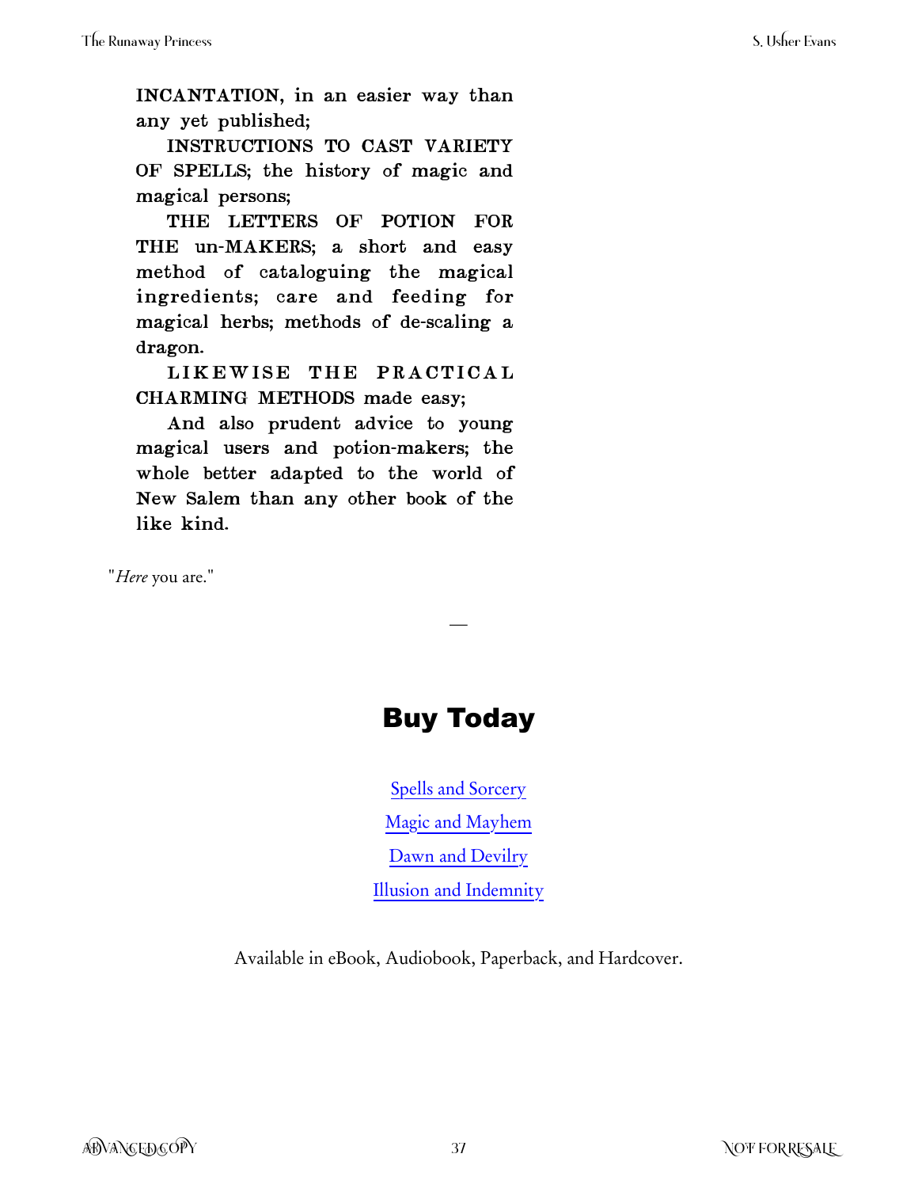INCANTATION, in an easier way than any yet published;

INSTRUCTIONS TO CAST VARIETY OF SPELLS; the history of magic and magical persons;

THE LETTERS OF POTION FOR THE un-MAKERS; a short and easy method of cataloguing the magical ingredients; care and feeding for magical herbs; methods of de-scaling a dragon.

LIKEWISE THE PRACTICAL CHARMING METHODS made easy;

And also prudent advice to young magical users and potion-makers; the whole better adapted to the world of New Salem than any other book of the like kind.

"*Here* you are."

—

# Buy Today

Spells and Sorcery

Magic and Mayhem

Dawn and Devilry

Illusion and Indemnity

Available in eBook, Audiobook, Paperback, and Hardcover.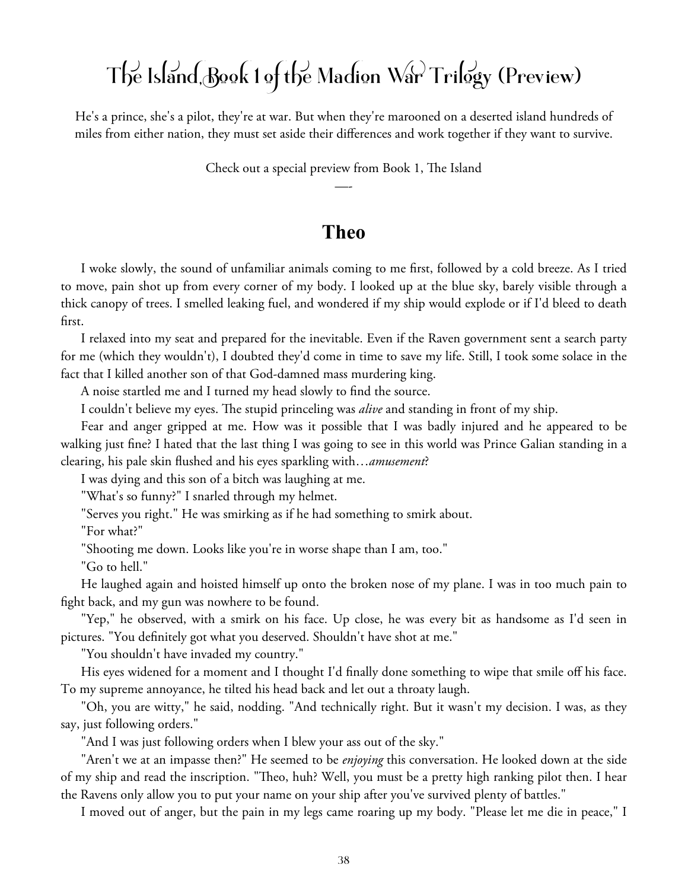# The Island, Book 1 of the Madion War Trilogy (Preview)

He's a prince, she's a pilot, they're at war. But when they're marooned on a deserted island hundreds of miles from either nation, they must set aside their differences and work together if they want to survive.

Check out a special preview from Book 1, The Island

—-

## Theo

I woke slowly, the sound of unfamiliar animals coming to me first, followed by a cold breeze. As I tried to move, pain shot up from every corner of my body. I looked up at the blue sky, barely visible through a thick canopy of trees. I smelled leaking fuel, and wondered if my ship would explode or if I'd bleed to death first.

I relaxed into my seat and prepared for the inevitable. Even if the Raven government sent a search party for me (which they wouldn't), I doubted they'd come in time to save my life. Still, I took some solace in the fact that I killed another son of that God-damned mass murdering king.

A noise startled me and I turned my head slowly to find the source.

I couldn't believe my eyes. The stupid princeling was *alive* and standing in front of my ship.

Fear and anger gripped at me. How was it possible that I was badly injured and he appeared to be walking just fine? I hated that the last thing I was going to see in this world was Prince Galian standing in a clearing, his pale skin flushed and his eyes sparkling with…*amusement*?

I was dying and this son of a bitch was laughing at me.

"What's so funny?" I snarled through my helmet.

"Serves you right." He was smirking as if he had something to smirk about.

"For what?"

"Shooting me down. Looks like you're in worse shape than I am, too."

"Go to hell."

He laughed again and hoisted himself up onto the broken nose of my plane. I was in too much pain to fight back, and my gun was nowhere to be found.

"Yep," he observed, with a smirk on his face. Up close, he was every bit as handsome as I'd seen in pictures. "You definitely got what you deserved. Shouldn't have shot at me."

"You shouldn't have invaded my country."

His eyes widened for a moment and I thought I'd finally done something to wipe that smile off his face. To my supreme annoyance, he tilted his head back and let out a throaty laugh.

"Oh, you are witty," he said, nodding. "And technically right. But it wasn't my decision. I was, as they say, just following orders."

"And I was just following orders when I blew your ass out of the sky."

"Aren't we at an impasse then?" He seemed to be *enjoying* this conversation. He looked down at the side of my ship and read the inscription. "Theo, huh? Well, you must be a pretty high ranking pilot then. I hear the Ravens only allow you to put your name on your ship after you've survived plenty of battles."

I moved out of anger, but the pain in my legs came roaring up my body. "Please let me die in peace," I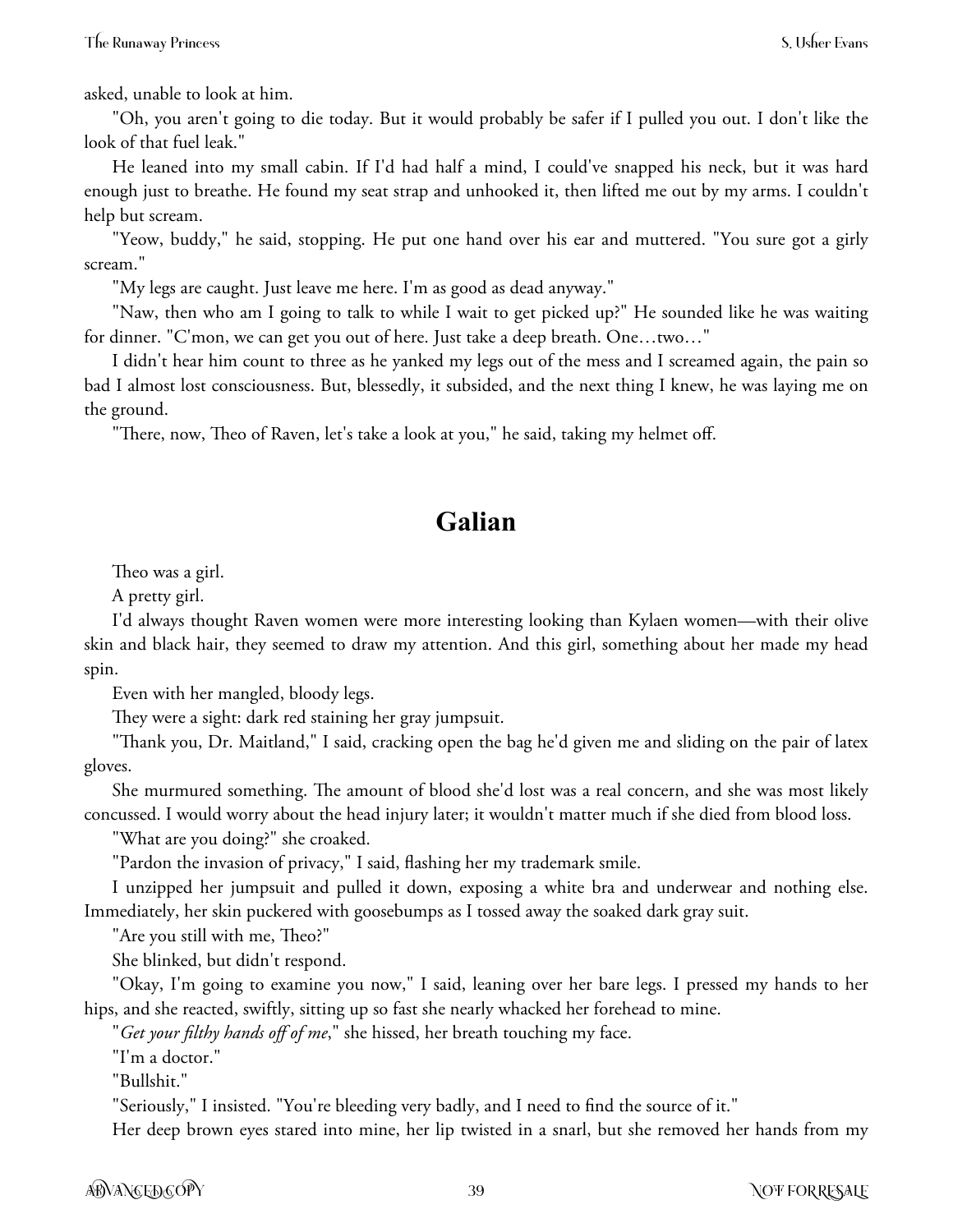asked, unable to look at him.

"Oh, you aren't going to die today. But it would probably be safer if I pulled you out. I don't like the look of that fuel leak."

He leaned into my small cabin. If I'd had half a mind, I could've snapped his neck, but it was hard enough just to breathe. He found my seat strap and unhooked it, then lifted me out by my arms. I couldn't help but scream.

"Yeow, buddy," he said, stopping. He put one hand over his ear and muttered. "You sure got a girly scream."

"My legs are caught. Just leave me here. I'm as good as dead anyway."

"Naw, then who am I going to talk to while I wait to get picked up?" He sounded like he was waiting for dinner. "C'mon, we can get you out of here. Just take a deep breath. One…two…"

I didn't hear him count to three as he yanked my legs out of the mess and I screamed again, the pain so bad I almost lost consciousness. But, blessedly, it subsided, and the next thing I knew, he was laying me on the ground.

"There, now, Theo of Raven, let's take a look at you," he said, taking my helmet off.

## Galian

Theo was a girl.

A pretty girl.

I'd always thought Raven women were more interesting looking than Kylaen women—with their olive skin and black hair, they seemed to draw my attention. And this girl, something about her made my head spin.

Even with her mangled, bloody legs.

They were a sight: dark red staining her gray jumpsuit.

"Thank you, Dr. Maitland," I said, cracking open the bag he'd given me and sliding on the pair of latex gloves.

She murmured something. The amount of blood she'd lost was a real concern, and she was most likely concussed. I would worry about the head injury later; it wouldn't matter much if she died from blood loss.

"What are you doing?" she croaked.

"Pardon the invasion of privacy," I said, flashing her my trademark smile.

I unzipped her jumpsuit and pulled it down, exposing a white bra and underwear and nothing else. Immediately, her skin puckered with goosebumps as I tossed away the soaked dark gray suit.

"Are you still with me, Theo?"

She blinked, but didn't respond.

"Okay, I'm going to examine you now," I said, leaning over her bare legs. I pressed my hands to her hips, and she reacted, swiftly, sitting up so fast she nearly whacked her forehead to mine.

"*Get your filthy hands off of me*," she hissed, her breath touching my face.

"I'm a doctor."

"Bullshit."

"Seriously," I insisted. "You're bleeding very badly, and I need to find the source of it."

Her deep brown eyes stared into mine, her lip twisted in a snarl, but she removed her hands from my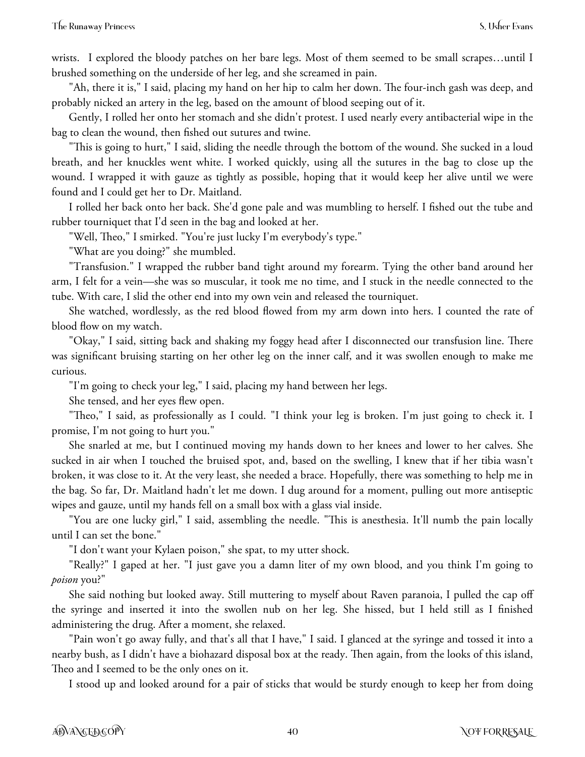wrists. I explored the bloody patches on her bare legs. Most of them seemed to be small scrapes…until I brushed something on the underside of her leg, and she screamed in pain.

"Ah, there it is," I said, placing my hand on her hip to calm her down. The four-inch gash was deep, and probably nicked an artery in the leg, based on the amount of blood seeping out of it.

Gently, I rolled her onto her stomach and she didn't protest. I used nearly every antibacterial wipe in the bag to clean the wound, then fished out sutures and twine.

"This is going to hurt," I said, sliding the needle through the bottom of the wound. She sucked in a loud breath, and her knuckles went white. I worked quickly, using all the sutures in the bag to close up the wound. I wrapped it with gauze as tightly as possible, hoping that it would keep her alive until we were found and I could get her to Dr. Maitland.

I rolled her back onto her back. She'd gone pale and was mumbling to herself. I fished out the tube and rubber tourniquet that I'd seen in the bag and looked at her.

"Well, Theo," I smirked. "You're just lucky I'm everybody's type."

"What are you doing?" she mumbled.

"Transfusion." I wrapped the rubber band tight around my forearm. Tying the other band around her arm, I felt for a vein—she was so muscular, it took me no time, and I stuck in the needle connected to the tube. With care, I slid the other end into my own vein and released the tourniquet.

She watched, wordlessly, as the red blood flowed from my arm down into hers. I counted the rate of blood flow on my watch.

"Okay," I said, sitting back and shaking my foggy head after I disconnected our transfusion line. There was significant bruising starting on her other leg on the inner calf, and it was swollen enough to make me curious.

"I'm going to check your leg," I said, placing my hand between her legs.

She tensed, and her eyes flew open.

"Theo," I said, as professionally as I could. "I think your leg is broken. I'm just going to check it. I promise, I'm not going to hurt you."

She snarled at me, but I continued moving my hands down to her knees and lower to her calves. She sucked in air when I touched the bruised spot, and, based on the swelling, I knew that if her tibia wasn't broken, it was close to it. At the very least, she needed a brace. Hopefully, there was something to help me in the bag. So far, Dr. Maitland hadn't let me down. I dug around for a moment, pulling out more antiseptic wipes and gauze, until my hands fell on a small box with a glass vial inside.

"You are one lucky girl," I said, assembling the needle. "This is anesthesia. It'll numb the pain locally until I can set the bone."

"I don't want your Kylaen poison," she spat, to my utter shock.

"Really?" I gaped at her. "I just gave you a damn liter of my own blood, and you think I'm going to *poison* you?"

She said nothing but looked away. Still muttering to myself about Raven paranoia, I pulled the cap off the syringe and inserted it into the swollen nub on her leg. She hissed, but I held still as I finished administering the drug. After a moment, she relaxed.

"Pain won't go away fully, and that's all that I have," I said. I glanced at the syringe and tossed it into a nearby bush, as I didn't have a biohazard disposal box at the ready. Then again, from the looks of this island, Theo and I seemed to be the only ones on it.

I stood up and looked around for a pair of sticks that would be sturdy enough to keep her from doing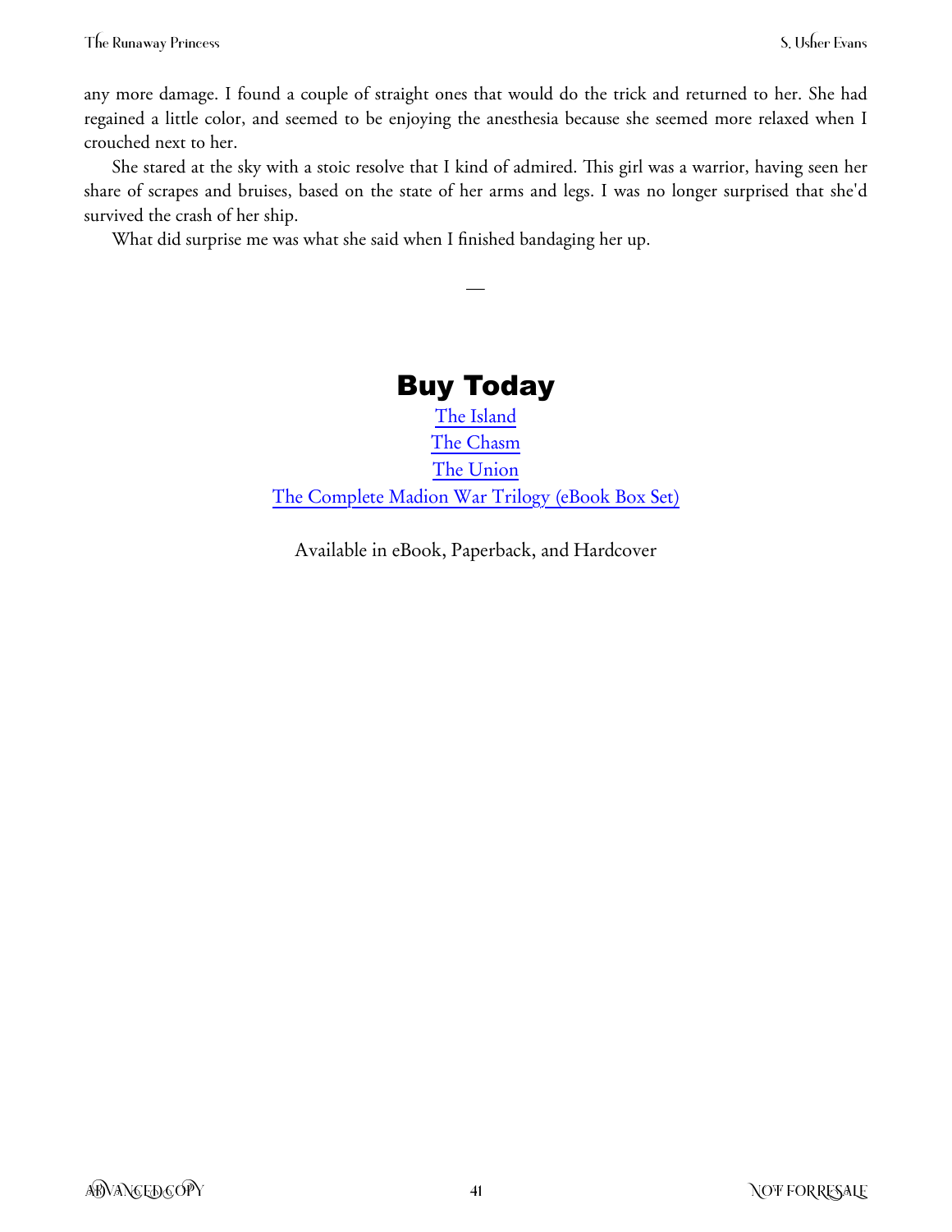any more damage. I found a couple of straight ones that would do the trick and returned to her. She had regained a little color, and seemed to be enjoying the anesthesia because she seemed more relaxed when I crouched next to her.

She stared at the sky with a stoic resolve that I kind of admired. This girl was a warrior, having seen her share of scrapes and bruises, based on the state of her arms and legs. I was no longer surprised that she'd survived the crash of her ship.

What did surprise me was what she said when I finished bandaging her up.

—

# Buy Today

The Island

The Chasm

The Union

The Complete Madion War Trilogy (eBook Box Set)

Available in eBook, Paperback, and Hardcover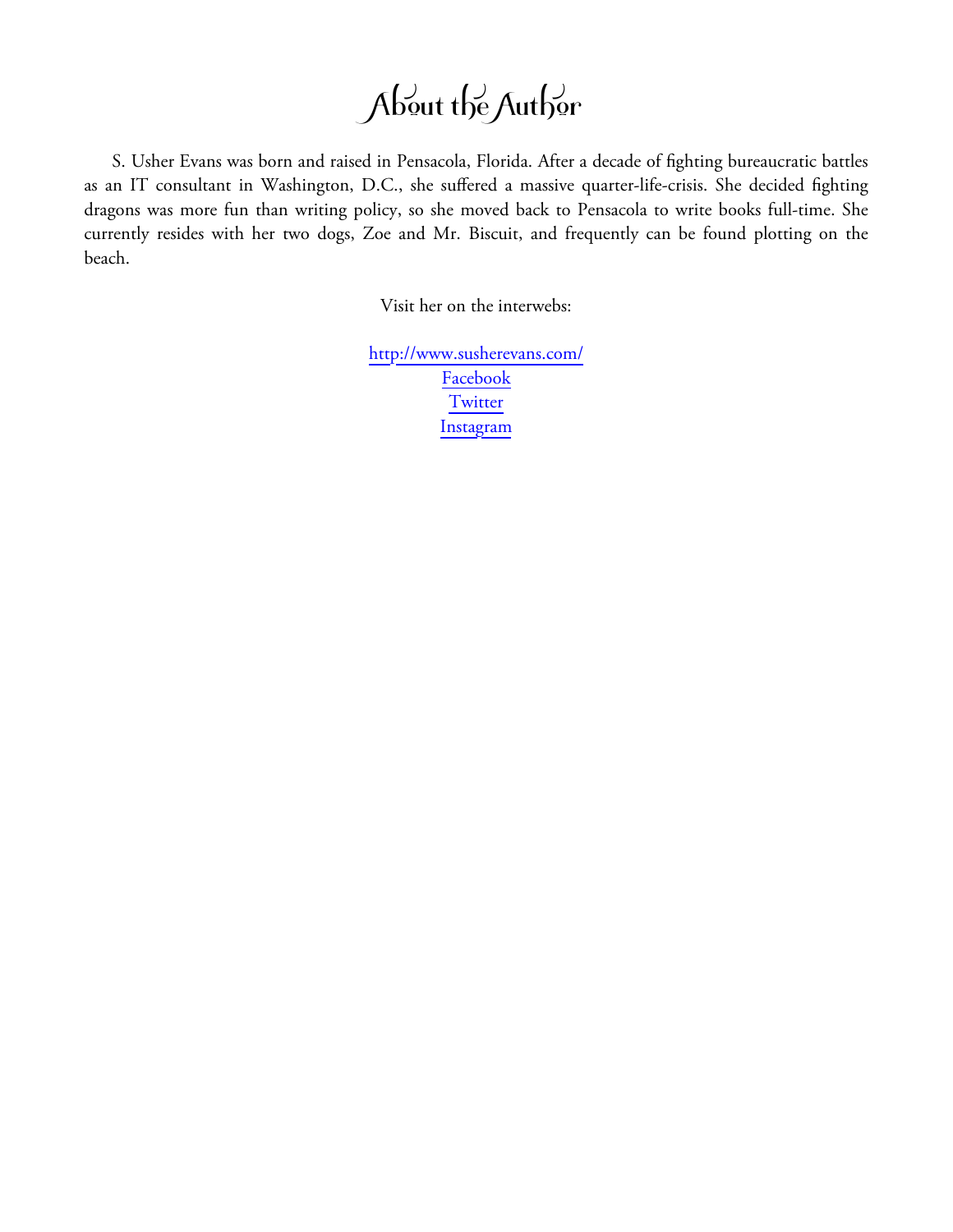# About the Author

S. Usher Evans was born and raised in Pensacola, Florida. After a decade of fighting bureaucratic battles as an IT consultant in Washington, D.C., she suffered a massive quarter-life-crisis. She decided fighting dragons was more fun than writing policy, so she moved back to Pensacola to write books full-time. She currently resides with her two dogs, Zoe and Mr. Biscuit, and frequently can be found plotting on the beach.

Visit her on the interwebs:

http://www.susherevans.com/
Facebook
Twitter
Instagram